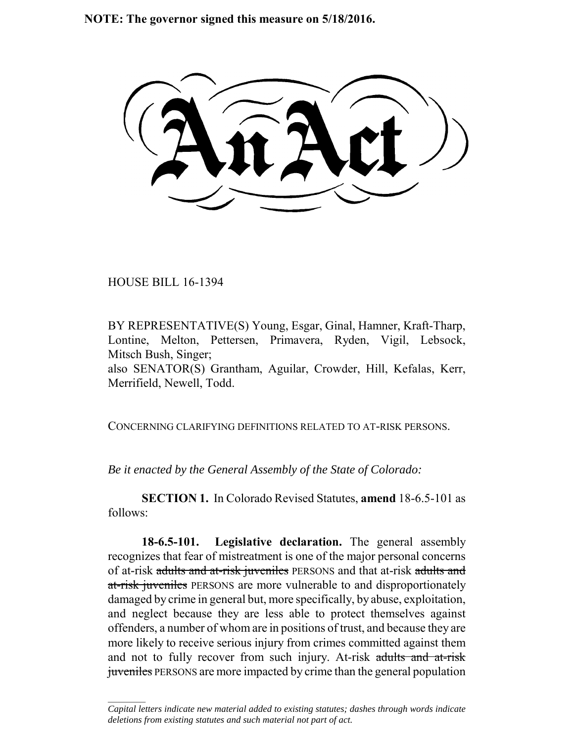**NOTE: The governor signed this measure on 5/18/2016.**

# An Act

HOUSE BILL 16-1394

BY REPRESENTATIVE(S) Young, Esgar, Ginal, Hamner, Kraft-Tharp, Lontine, Melton, Pettersen, Primavera, Ryden, Vigil, Lebsock, Mitsch Bush, Singer;
also SENATOR(S) Grantham, Aguilar, Crowder, Hill, Kefalas, Kerr, Merrifield, Newell, Todd.

CONCERNING CLARIFYING DEFINITIONS RELATED TO AT-RISK PERSONS.

*Be it enacted by the General Assembly of the State of Colorado:*

**SECTION 1.** In Colorado Revised Statutes, **amend** 18-6.5-101 as follows:

**18-6.5-101. Legislative declaration.** The general assembly recognizes that fear of mistreatment is one of the major personal concerns of at-risk ~~adults and at-risk juveniles~~ PERSONS and that at-risk ~~adults and at-risk juveniles~~ PERSONS are more vulnerable to and disproportionately damaged by crime in general but, more specifically, by abuse, exploitation, and neglect because they are less able to protect themselves against offenders, a number of whom are in positions of trust, and because they are more likely to receive serious injury from crimes committed against them and not to fully recover from such injury. At-risk ~~adults and at-risk juveniles~~ PERSONS are more impacted by crime than the general population

*Capital letters indicate new material added to existing statutes; dashes through words indicate deletions from existing statutes and such material not part of act.*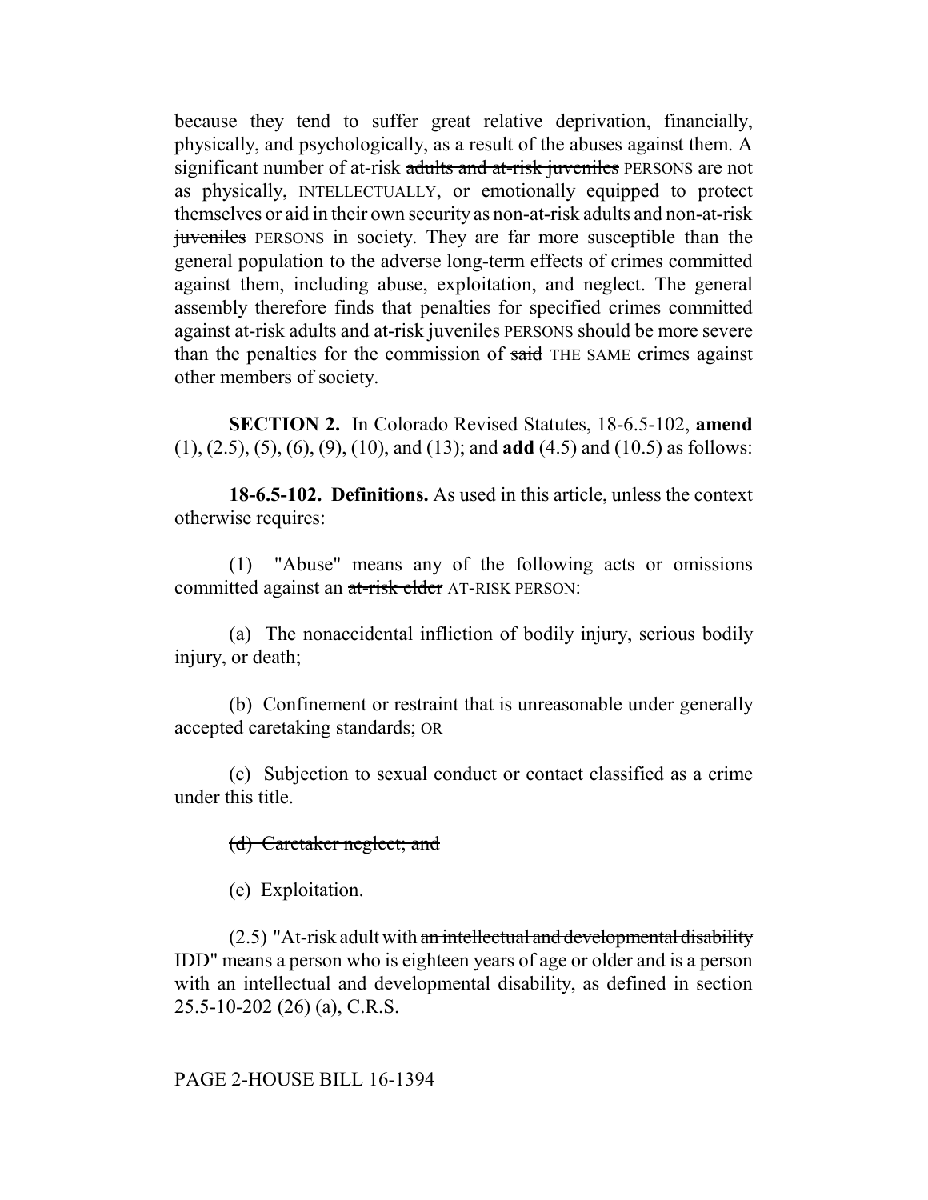because they tend to suffer great relative deprivation, financially, physically, and psychologically, as a result of the abuses against them. A significant number of at-risk ~~adults and at-risk juveniles~~ PERSONS are not as physically, INTELLECTUALLY, or emotionally equipped to protect themselves or aid in their own security as non-at-risk ~~adults and non-at-risk juveniles~~ PERSONS in society. They are far more susceptible than the general population to the adverse long-term effects of crimes committed against them, including abuse, exploitation, and neglect. The general assembly therefore finds that penalties for specified crimes committed against at-risk ~~adults and at-risk juveniles~~ PERSONS should be more severe than the penalties for the commission of ~~said~~ THE SAME crimes against other members of society.

**SECTION 2.** In Colorado Revised Statutes, 18-6.5-102, **amend** (1), (2.5), (5), (6), (9), (10), and (13); and **add** (4.5) and (10.5) as follows:

**18-6.5-102. Definitions.** As used in this article, unless the context otherwise requires:

(1) "Abuse" means any of the following acts or omissions committed against an ~~at-risk elder~~ AT-RISK PERSON:

(a) The nonaccidental infliction of bodily injury, serious bodily injury, or death;

(b) Confinement or restraint that is unreasonable under generally accepted caretaking standards; OR

(c) Subjection to sexual conduct or contact classified as a crime under this title.

~~(d) Caretaker neglect; and~~

~~(e) Exploitation.~~

(2.5) "At-risk adult with ~~an intellectual and developmental disability~~ IDD" means a person who is eighteen years of age or older and is a person with an intellectual and developmental disability, as defined in section 25.5-10-202 (26) (a), C.R.S.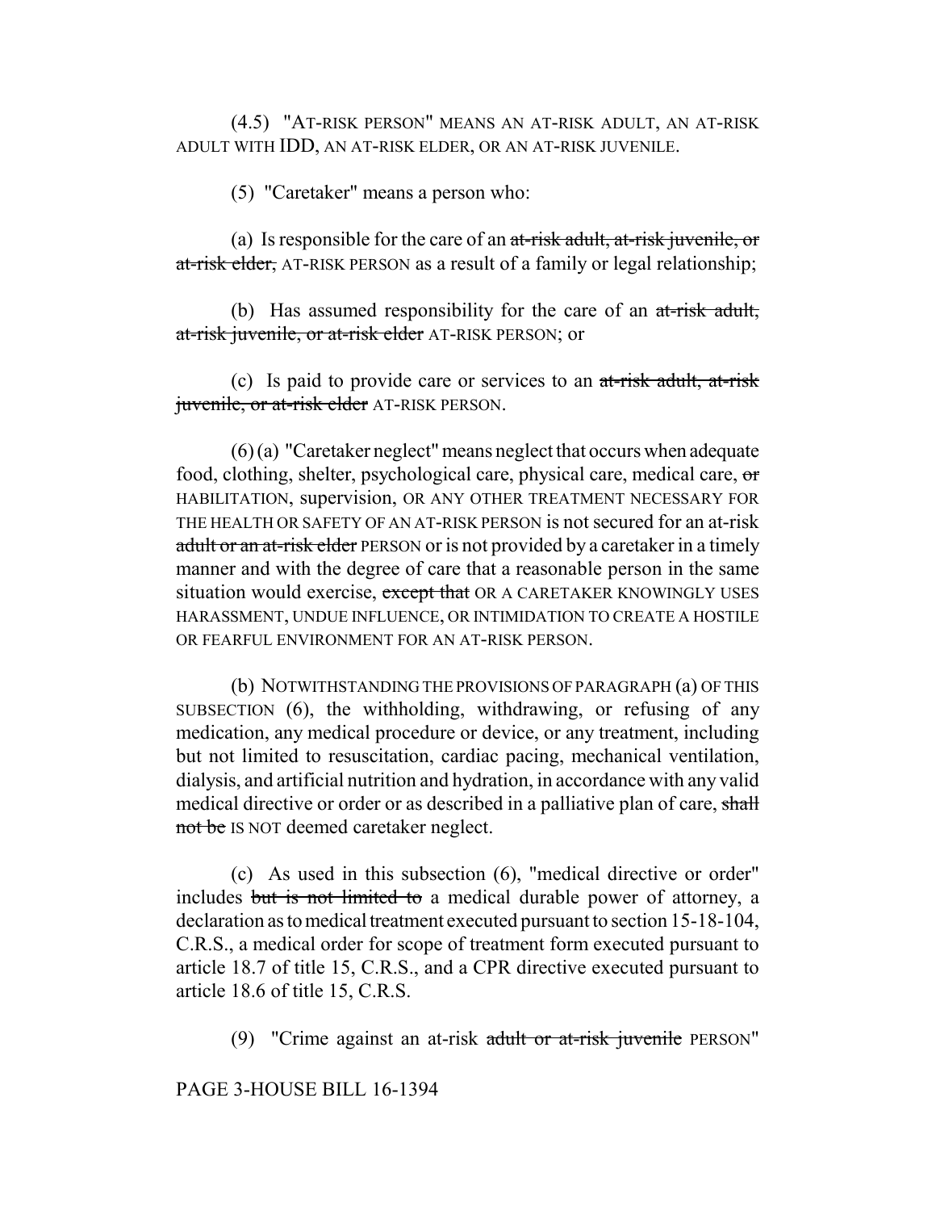(4.5) "AT-RISK PERSON" MEANS AN AT-RISK ADULT, AN AT-RISK ADULT WITH IDD, AN AT-RISK ELDER, OR AN AT-RISK JUVENILE.

(5) "Caretaker" means a person who:

(a) Is responsible for the care of an ~~at-risk adult, at-risk juvenile, or at-risk elder,~~ AT-RISK PERSON as a result of a family or legal relationship;

(b) Has assumed responsibility for the care of an ~~at-risk adult, at-risk juvenile, or at-risk elder~~ AT-RISK PERSON; or

(c) Is paid to provide care or services to an ~~at-risk adult, at-risk juvenile, or at-risk elder~~ AT-RISK PERSON.

(6) (a) "Caretaker neglect" means neglect that occurs when adequate food, clothing, shelter, psychological care, physical care, medical care, ~~or~~ HABILITATION, supervision, OR ANY OTHER TREATMENT NECESSARY FOR THE HEALTH OR SAFETY OF AN AT-RISK PERSON is not secured for an at-risk ~~adult or an at-risk elder~~ PERSON or is not provided by a caretaker in a timely manner and with the degree of care that a reasonable person in the same situation would exercise, ~~except that~~ OR A CARETAKER KNOWINGLY USES HARASSMENT, UNDUE INFLUENCE, OR INTIMIDATION TO CREATE A HOSTILE OR FEARFUL ENVIRONMENT FOR AN AT-RISK PERSON.

(b) NOTWITHSTANDING THE PROVISIONS OF PARAGRAPH (a) OF THIS SUBSECTION (6), the withholding, withdrawing, or refusing of any medication, any medical procedure or device, or any treatment, including but not limited to resuscitation, cardiac pacing, mechanical ventilation, dialysis, and artificial nutrition and hydration, in accordance with any valid medical directive or order or as described in a palliative plan of care, ~~shall not be~~ IS NOT deemed caretaker neglect.

(c) As used in this subsection (6), "medical directive or order" includes ~~but is not limited to~~ a medical durable power of attorney, a declaration as to medical treatment executed pursuant to section 15-18-104, C.R.S., a medical order for scope of treatment form executed pursuant to article 18.7 of title 15, C.R.S., and a CPR directive executed pursuant to article 18.6 of title 15, C.R.S.

(9) "Crime against an at-risk ~~adult or at-risk juvenile~~ PERSON"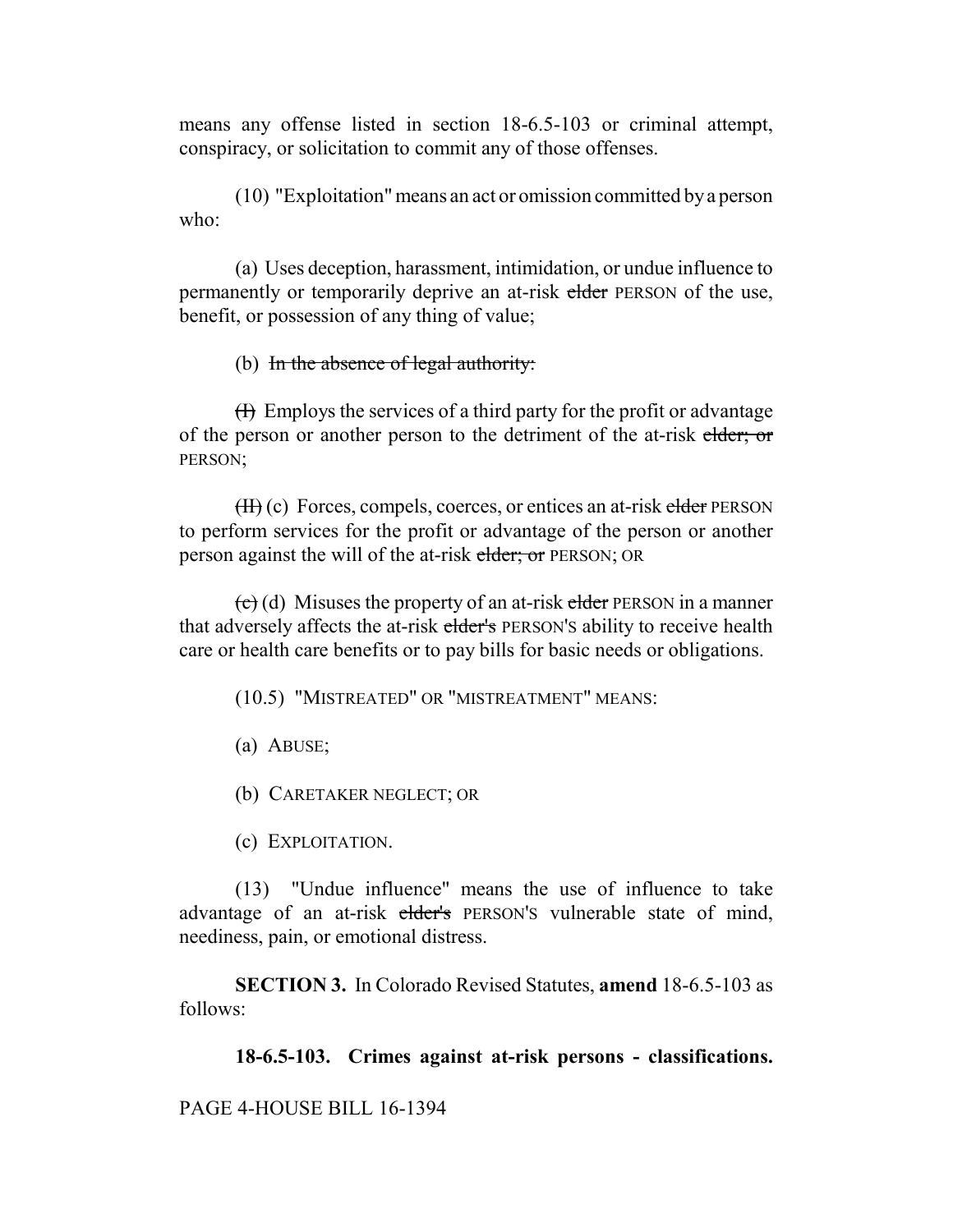means any offense listed in section 18-6.5-103 or criminal attempt, conspiracy, or solicitation to commit any of those offenses.

(10) "Exploitation" means an act or omission committed by a person who:

(a) Uses deception, harassment, intimidation, or undue influence to permanently or temporarily deprive an at-risk ~~elder~~ PERSON of the use, benefit, or possession of any thing of value;

(b) ~~In the absence of legal authority:~~

~~(I)~~ Employs the services of a third party for the profit or advantage of the person or another person to the detriment of the at-risk ~~elder; or~~ PERSON;

~~(II)~~ (c) Forces, compels, coerces, or entices an at-risk ~~elder~~ PERSON to perform services for the profit or advantage of the person or another person against the will of the at-risk ~~elder; or~~ PERSON; OR

~~(c)~~ (d) Misuses the property of an at-risk ~~elder~~ PERSON in a manner that adversely affects the at-risk ~~elder's~~ PERSON'S ability to receive health care or health care benefits or to pay bills for basic needs or obligations.

(10.5) "MISTREATED" OR "MISTREATMENT" MEANS:

(a) ABUSE;

(b) CARETAKER NEGLECT; OR

(c) EXPLOITATION.

(13) "Undue influence" means the use of influence to take advantage of an at-risk ~~elder's~~ PERSON'S vulnerable state of mind, neediness, pain, or emotional distress.

**SECTION 3.** In Colorado Revised Statutes, **amend** 18-6.5-103 as follows:

**18-6.5-103. Crimes against at-risk persons - classifications.**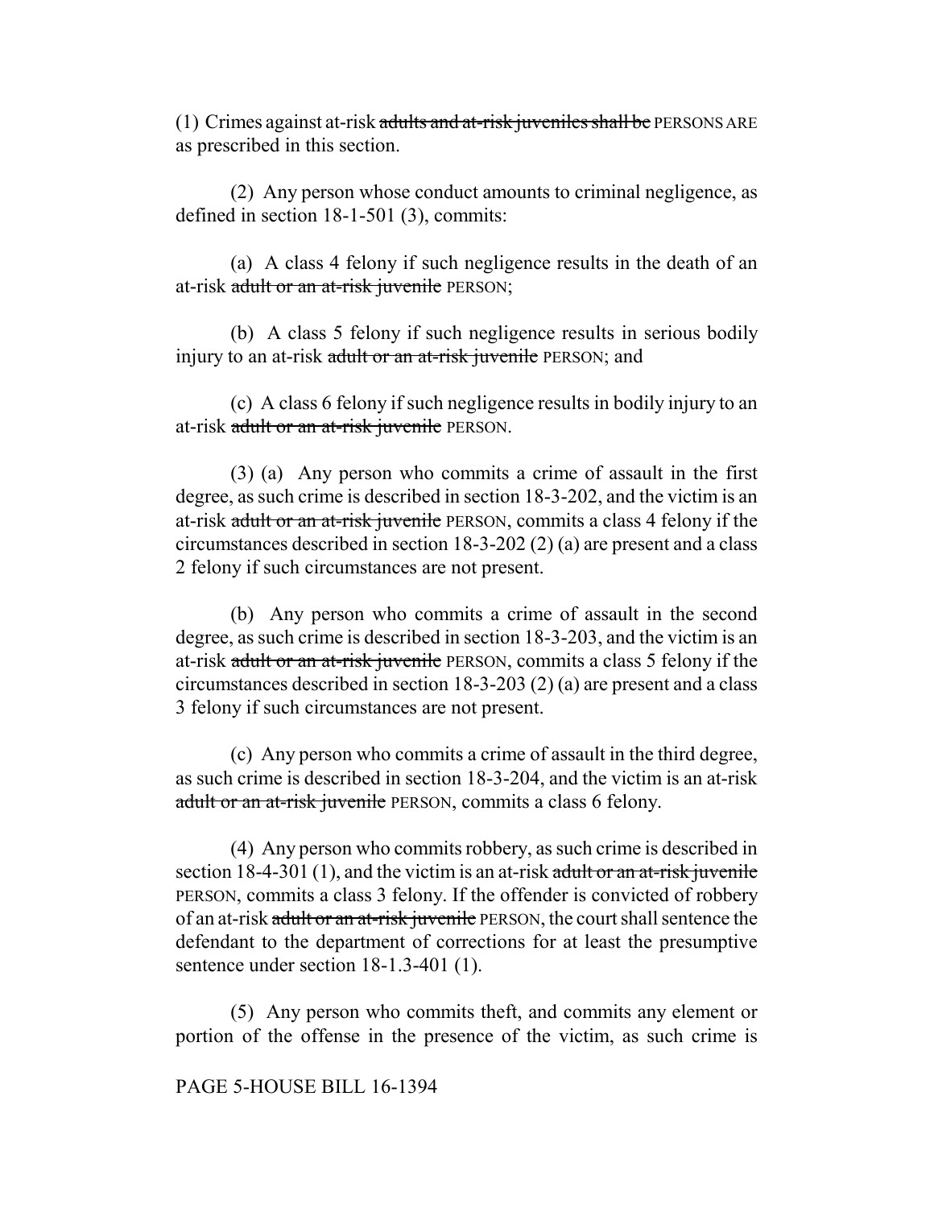(1) Crimes against at-risk ~~adults and at-risk juveniles shall be~~ PERSONS ARE as prescribed in this section.

(2) Any person whose conduct amounts to criminal negligence, as defined in section 18-1-501 (3), commits:

(a) A class 4 felony if such negligence results in the death of an at-risk ~~adult or an at-risk juvenile~~ PERSON;

(b) A class 5 felony if such negligence results in serious bodily injury to an at-risk ~~adult or an at-risk juvenile~~ PERSON; and

(c) A class 6 felony if such negligence results in bodily injury to an at-risk ~~adult or an at-risk juvenile~~ PERSON.

(3) (a) Any person who commits a crime of assault in the first degree, as such crime is described in section 18-3-202, and the victim is an at-risk ~~adult or an at-risk juvenile~~ PERSON, commits a class 4 felony if the circumstances described in section 18-3-202 (2) (a) are present and a class 2 felony if such circumstances are not present.

(b) Any person who commits a crime of assault in the second degree, as such crime is described in section 18-3-203, and the victim is an at-risk ~~adult or an at-risk juvenile~~ PERSON, commits a class 5 felony if the circumstances described in section 18-3-203 (2) (a) are present and a class 3 felony if such circumstances are not present.

(c) Any person who commits a crime of assault in the third degree, as such crime is described in section 18-3-204, and the victim is an at-risk ~~adult or an at-risk juvenile~~ PERSON, commits a class 6 felony.

(4) Any person who commits robbery, as such crime is described in section 18-4-301 (1), and the victim is an at-risk ~~adult or an at-risk juvenile~~ PERSON, commits a class 3 felony. If the offender is convicted of robbery of an at-risk ~~adult or an at-risk juvenile~~ PERSON, the court shall sentence the defendant to the department of corrections for at least the presumptive sentence under section 18-1.3-401 (1).

(5) Any person who commits theft, and commits any element or portion of the offense in the presence of the victim, as such crime is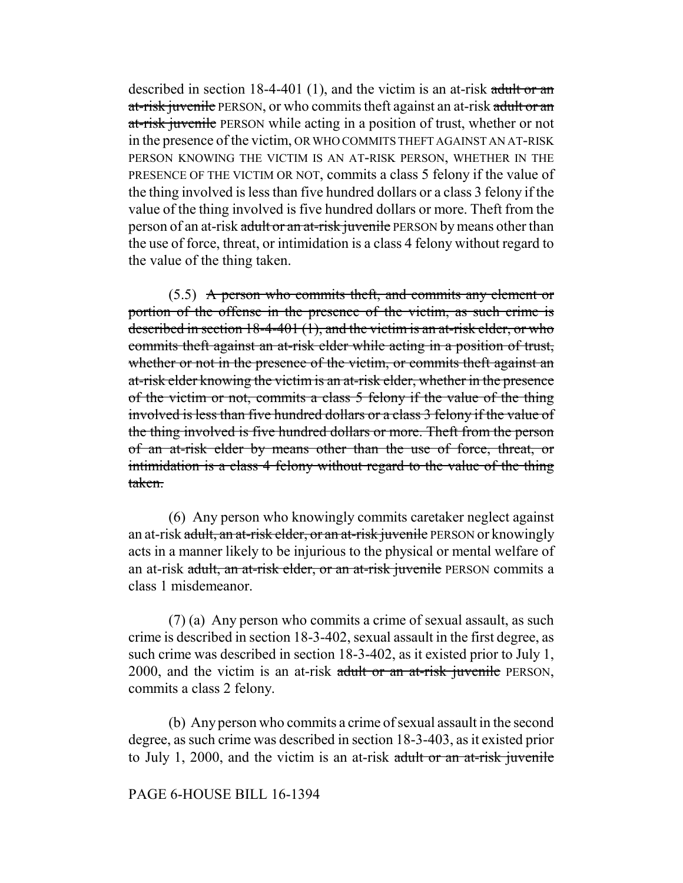described in section 18-4-401 (1), and the victim is an at-risk ~~adult or an at-risk juvenile~~ PERSON, or who commits theft against an at-risk ~~adult or an at-risk juvenile~~ PERSON while acting in a position of trust, whether or not in the presence of the victim, OR WHO COMMITS THEFT AGAINST AN AT-RISK PERSON KNOWING THE VICTIM IS AN AT-RISK PERSON, WHETHER IN THE PRESENCE OF THE VICTIM OR NOT, commits a class 5 felony if the value of the thing involved is less than five hundred dollars or a class 3 felony if the value of the thing involved is five hundred dollars or more. Theft from the person of an at-risk ~~adult or an at-risk juvenile~~ PERSON by means other than the use of force, threat, or intimidation is a class 4 felony without regard to the value of the thing taken.

(5.5) ~~A person who commits theft, and commits any element or portion of the offense in the presence of the victim, as such crime is described in section 18-4-401 (1), and the victim is an at-risk elder, or who commits theft against an at-risk elder while acting in a position of trust, whether or not in the presence of the victim, or commits theft against an at-risk elder knowing the victim is an at-risk elder, whether in the presence of the victim or not, commits a class 5 felony if the value of the thing involved is less than five hundred dollars or a class 3 felony if the value of the thing involved is five hundred dollars or more. Theft from the person of an at-risk elder by means other than the use of force, threat, or intimidation is a class 4 felony without regard to the value of the thing taken.~~

(6) Any person who knowingly commits caretaker neglect against an at-risk ~~adult, an at-risk elder, or an at-risk juvenile~~ PERSON or knowingly acts in a manner likely to be injurious to the physical or mental welfare of an at-risk ~~adult, an at-risk elder, or an at-risk juvenile~~ PERSON commits a class 1 misdemeanor.

(7) (a) Any person who commits a crime of sexual assault, as such crime is described in section 18-3-402, sexual assault in the first degree, as such crime was described in section 18-3-402, as it existed prior to July 1, 2000, and the victim is an at-risk ~~adult or an at-risk juvenile~~ PERSON, commits a class 2 felony.

(b) Any person who commits a crime of sexual assault in the second degree, as such crime was described in section 18-3-403, as it existed prior to July 1, 2000, and the victim is an at-risk ~~adult or an at-risk juvenile~~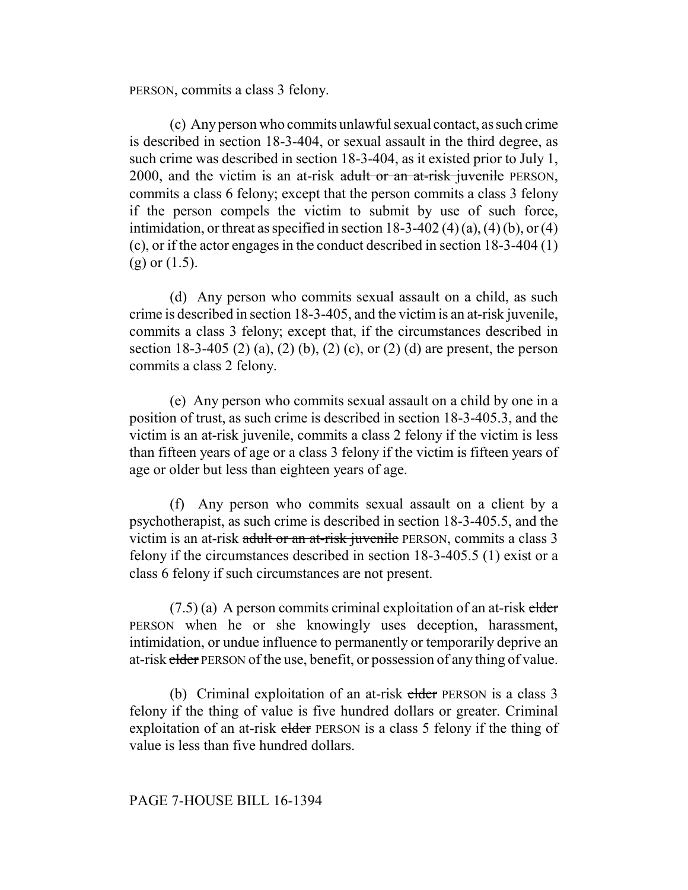PERSON, commits a class 3 felony.

(c) Any person who commits unlawful sexual contact, as such crime is described in section 18-3-404, or sexual assault in the third degree, as such crime was described in section 18-3-404, as it existed prior to July 1, 2000, and the victim is an at-risk ~~adult or an at-risk juvenile~~ PERSON, commits a class 6 felony; except that the person commits a class 3 felony if the person compels the victim to submit by use of such force, intimidation, or threat as specified in section 18-3-402 (4) (a), (4) (b), or (4) (c), or if the actor engages in the conduct described in section 18-3-404 (1) (g) or (1.5).

(d) Any person who commits sexual assault on a child, as such crime is described in section 18-3-405, and the victim is an at-risk juvenile, commits a class 3 felony; except that, if the circumstances described in section 18-3-405 (2) (a), (2) (b), (2) (c), or (2) (d) are present, the person commits a class 2 felony.

(e) Any person who commits sexual assault on a child by one in a position of trust, as such crime is described in section 18-3-405.3, and the victim is an at-risk juvenile, commits a class 2 felony if the victim is less than fifteen years of age or a class 3 felony if the victim is fifteen years of age or older but less than eighteen years of age.

(f) Any person who commits sexual assault on a client by a psychotherapist, as such crime is described in section 18-3-405.5, and the victim is an at-risk ~~adult or an at-risk juvenile~~ PERSON, commits a class 3 felony if the circumstances described in section 18-3-405.5 (1) exist or a class 6 felony if such circumstances are not present.

(7.5) (a) A person commits criminal exploitation of an at-risk ~~elder~~ PERSON when he or she knowingly uses deception, harassment, intimidation, or undue influence to permanently or temporarily deprive an at-risk ~~elder~~ PERSON of the use, benefit, or possession of any thing of value.

(b) Criminal exploitation of an at-risk ~~elder~~ PERSON is a class 3 felony if the thing of value is five hundred dollars or greater. Criminal exploitation of an at-risk ~~elder~~ PERSON is a class 5 felony if the thing of value is less than five hundred dollars.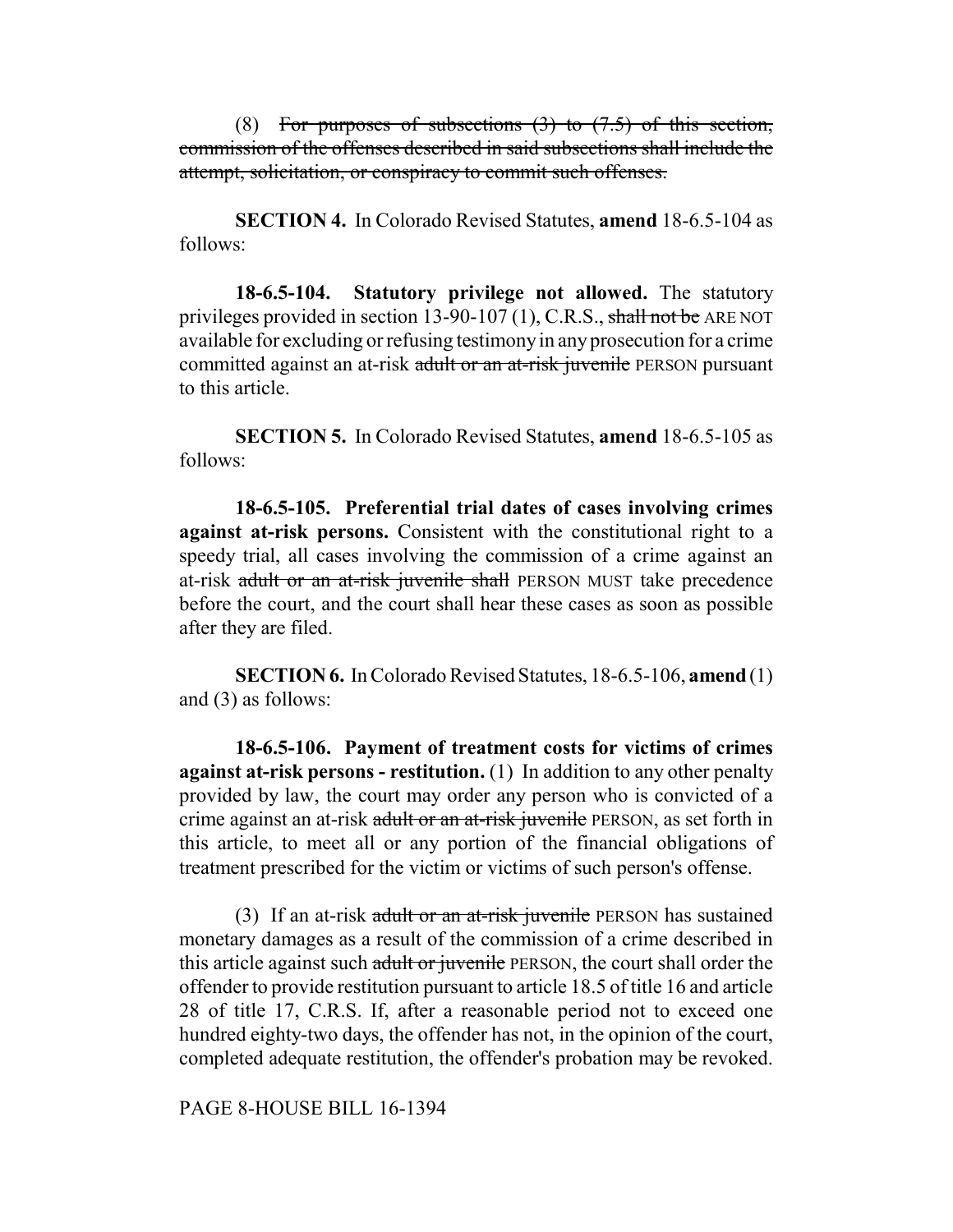(8) ~~For purposes of subsections (3) to (7.5) of this section, commission of the offenses described in said subsections shall include the attempt, solicitation, or conspiracy to commit such offenses.~~

**SECTION 4.** In Colorado Revised Statutes, **amend** 18-6.5-104 as follows:

**18-6.5-104. Statutory privilege not allowed.** The statutory privileges provided in section 13-90-107 (1), C.R.S., ~~shall not be~~ ARE NOT available for excluding or refusing testimony in any prosecution for a crime committed against an at-risk ~~adult or an at-risk juvenile~~ PERSON pursuant to this article.

**SECTION 5.** In Colorado Revised Statutes, **amend** 18-6.5-105 as follows:

**18-6.5-105. Preferential trial dates of cases involving crimes against at-risk persons.** Consistent with the constitutional right to a speedy trial, all cases involving the commission of a crime against an at-risk ~~adult or an at-risk juvenile shall~~ PERSON MUST take precedence before the court, and the court shall hear these cases as soon as possible after they are filed.

**SECTION 6.** In Colorado Revised Statutes, 18-6.5-106, **amend** (1) and (3) as follows:

**18-6.5-106. Payment of treatment costs for victims of crimes against at-risk persons - restitution.** (1) In addition to any other penalty provided by law, the court may order any person who is convicted of a crime against an at-risk ~~adult or an at-risk juvenile~~ PERSON, as set forth in this article, to meet all or any portion of the financial obligations of treatment prescribed for the victim or victims of such person's offense.

(3) If an at-risk ~~adult or an at-risk juvenile~~ PERSON has sustained monetary damages as a result of the commission of a crime described in this article against such ~~adult or juvenile~~ PERSON, the court shall order the offender to provide restitution pursuant to article 18.5 of title 16 and article 28 of title 17, C.R.S. If, after a reasonable period not to exceed one hundred eighty-two days, the offender has not, in the opinion of the court, completed adequate restitution, the offender's probation may be revoked.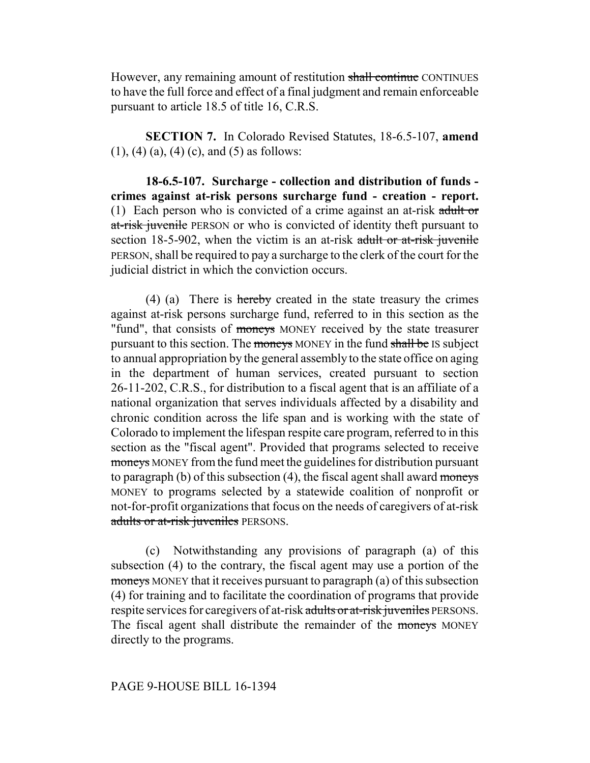However, any remaining amount of restitution ~~shall continue~~ CONTINUES to have the full force and effect of a final judgment and remain enforceable pursuant to article 18.5 of title 16, C.R.S.

**SECTION 7.** In Colorado Revised Statutes, 18-6.5-107, **amend** (1), (4) (a), (4) (c), and (5) as follows:

**18-6.5-107. Surcharge - collection and distribution of funds - crimes against at-risk persons surcharge fund - creation - report.** (1) Each person who is convicted of a crime against an at-risk ~~adult or at-risk juvenile~~ PERSON or who is convicted of identity theft pursuant to section 18-5-902, when the victim is an at-risk ~~adult or at-risk juvenile~~ PERSON, shall be required to pay a surcharge to the clerk of the court for the judicial district in which the conviction occurs.

(4) (a) There is ~~hereby~~ created in the state treasury the crimes against at-risk persons surcharge fund, referred to in this section as the "fund", that consists of ~~moneys~~ MONEY received by the state treasurer pursuant to this section. The ~~moneys~~ MONEY in the fund ~~shall be~~ IS subject to annual appropriation by the general assembly to the state office on aging in the department of human services, created pursuant to section 26-11-202, C.R.S., for distribution to a fiscal agent that is an affiliate of a national organization that serves individuals affected by a disability and chronic condition across the life span and is working with the state of Colorado to implement the lifespan respite care program, referred to in this section as the "fiscal agent". Provided that programs selected to receive ~~moneys~~ MONEY from the fund meet the guidelines for distribution pursuant to paragraph (b) of this subsection (4), the fiscal agent shall award ~~moneys~~ MONEY to programs selected by a statewide coalition of nonprofit or not-for-profit organizations that focus on the needs of caregivers of at-risk ~~adults or at-risk juveniles~~ PERSONS.

(c) Notwithstanding any provisions of paragraph (a) of this subsection (4) to the contrary, the fiscal agent may use a portion of the ~~moneys~~ MONEY that it receives pursuant to paragraph (a) of this subsection (4) for training and to facilitate the coordination of programs that provide respite services for caregivers of at-risk ~~adults or at-risk juveniles~~ PERSONS. The fiscal agent shall distribute the remainder of the ~~moneys~~ MONEY directly to the programs.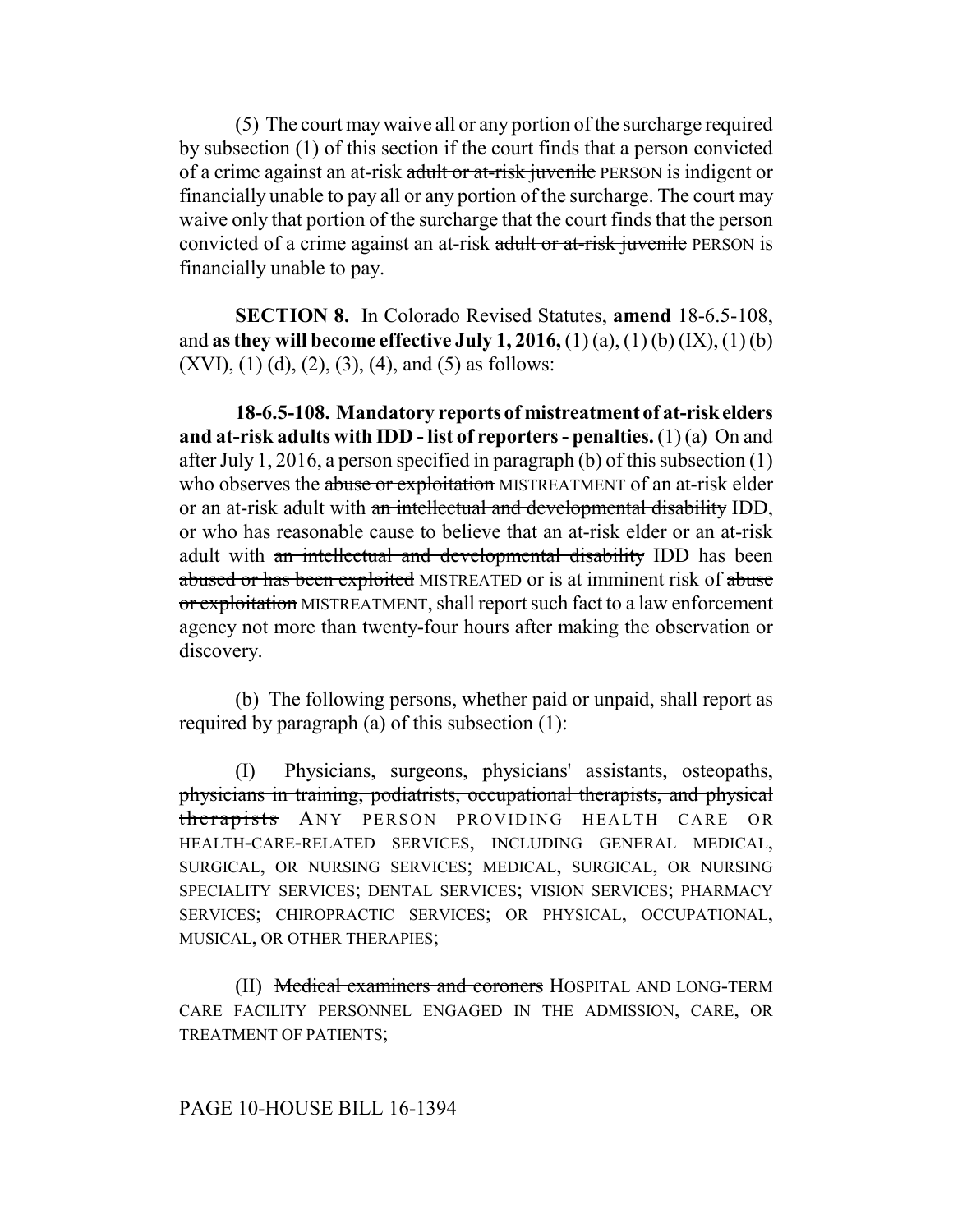(5) The court may waive all or any portion of the surcharge required by subsection (1) of this section if the court finds that a person convicted of a crime against an at-risk ~~adult or at-risk juvenile~~ PERSON is indigent or financially unable to pay all or any portion of the surcharge. The court may waive only that portion of the surcharge that the court finds that the person convicted of a crime against an at-risk ~~adult or at-risk juvenile~~ PERSON is financially unable to pay.

**SECTION 8.** In Colorado Revised Statutes, **amend** 18-6.5-108, and **as they will become effective July 1, 2016,** (1) (a), (1) (b) (IX), (1) (b) (XVI), (1) (d), (2), (3), (4), and (5) as follows:

**18-6.5-108. Mandatory reports of mistreatment of at-risk elders and at-risk adults with IDD - list of reporters - penalties.** (1) (a) On and after July 1, 2016, a person specified in paragraph (b) of this subsection (1) who observes the ~~abuse or exploitation~~ MISTREATMENT of an at-risk elder or an at-risk adult with ~~an intellectual and developmental disability~~ IDD, or who has reasonable cause to believe that an at-risk elder or an at-risk adult with ~~an intellectual and developmental disability~~ IDD has been ~~abused or has been exploited~~ MISTREATED or is at imminent risk of ~~abuse or exploitation~~ MISTREATMENT, shall report such fact to a law enforcement agency not more than twenty-four hours after making the observation or discovery.

(b) The following persons, whether paid or unpaid, shall report as required by paragraph (a) of this subsection (1):

(I) ~~Physicians, surgeons, physicians' assistants, osteopaths, physicians in training, podiatrists, occupational therapists, and physical therapists~~ ANY PERSON PROVIDING HEALTH CARE OR HEALTH-CARE-RELATED SERVICES, INCLUDING GENERAL MEDICAL, SURGICAL, OR NURSING SERVICES; MEDICAL, SURGICAL, OR NURSING SPECIALITY SERVICES; DENTAL SERVICES; VISION SERVICES; PHARMACY SERVICES; CHIROPRACTIC SERVICES; OR PHYSICAL, OCCUPATIONAL, MUSICAL, OR OTHER THERAPIES;

(II) ~~Medical examiners and coroners~~ HOSPITAL AND LONG-TERM CARE FACILITY PERSONNEL ENGAGED IN THE ADMISSION, CARE, OR TREATMENT OF PATIENTS;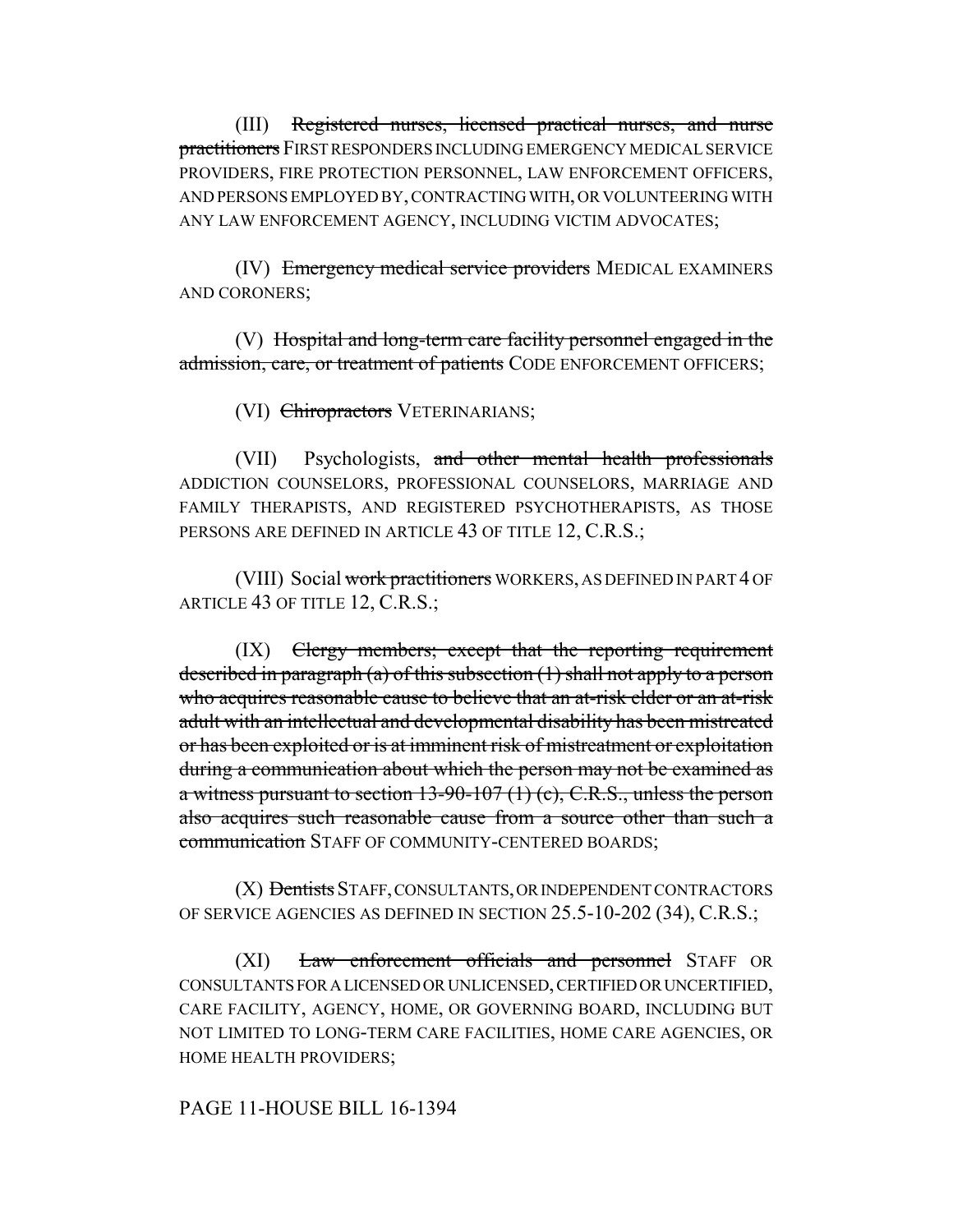(III) ~~Registered nurses, licensed practical nurses, and nurse practitioners~~ FIRST RESPONDERS INCLUDING EMERGENCY MEDICAL SERVICE PROVIDERS, FIRE PROTECTION PERSONNEL, LAW ENFORCEMENT OFFICERS, AND PERSONS EMPLOYED BY, CONTRACTING WITH, OR VOLUNTEERING WITH ANY LAW ENFORCEMENT AGENCY, INCLUDING VICTIM ADVOCATES;

(IV) ~~Emergency medical service providers~~ MEDICAL EXAMINERS AND CORONERS;

(V) ~~Hospital and long-term care facility personnel engaged in the admission, care, or treatment of patients~~ CODE ENFORCEMENT OFFICERS;

(VI) ~~Chiropractors~~ VETERINARIANS;

(VII) Psychologists, ~~and other mental health professionals~~ ADDICTION COUNSELORS, PROFESSIONAL COUNSELORS, MARRIAGE AND FAMILY THERAPISTS, AND REGISTERED PSYCHOTHERAPISTS, AS THOSE PERSONS ARE DEFINED IN ARTICLE 43 OF TITLE 12, C.R.S.;

(VIII) Social ~~work practitioners~~ WORKERS, AS DEFINED IN PART 4 OF ARTICLE 43 OF TITLE 12, C.R.S.;

(IX) ~~Clergy members; except that the reporting requirement described in paragraph (a) of this subsection (1) shall not apply to a person who acquires reasonable cause to believe that an at-risk elder or an at-risk adult with an intellectual and developmental disability has been mistreated or has been exploited or is at imminent risk of mistreatment or exploitation during a communication about which the person may not be examined as a witness pursuant to section 13-90-107 (1) (c), C.R.S., unless the person also acquires such reasonable cause from a source other than such a communication~~ STAFF OF COMMUNITY-CENTERED BOARDS;

(X) ~~Dentists~~ STAFF, CONSULTANTS, OR INDEPENDENT CONTRACTORS OF SERVICE AGENCIES AS DEFINED IN SECTION 25.5-10-202 (34), C.R.S.;

(XI) ~~Law enforcement officials and personnel~~ STAFF OR CONSULTANTS FOR A LICENSED OR UNLICENSED, CERTIFIED OR UNCERTIFIED, CARE FACILITY, AGENCY, HOME, OR GOVERNING BOARD, INCLUDING BUT NOT LIMITED TO LONG-TERM CARE FACILITIES, HOME CARE AGENCIES, OR HOME HEALTH PROVIDERS;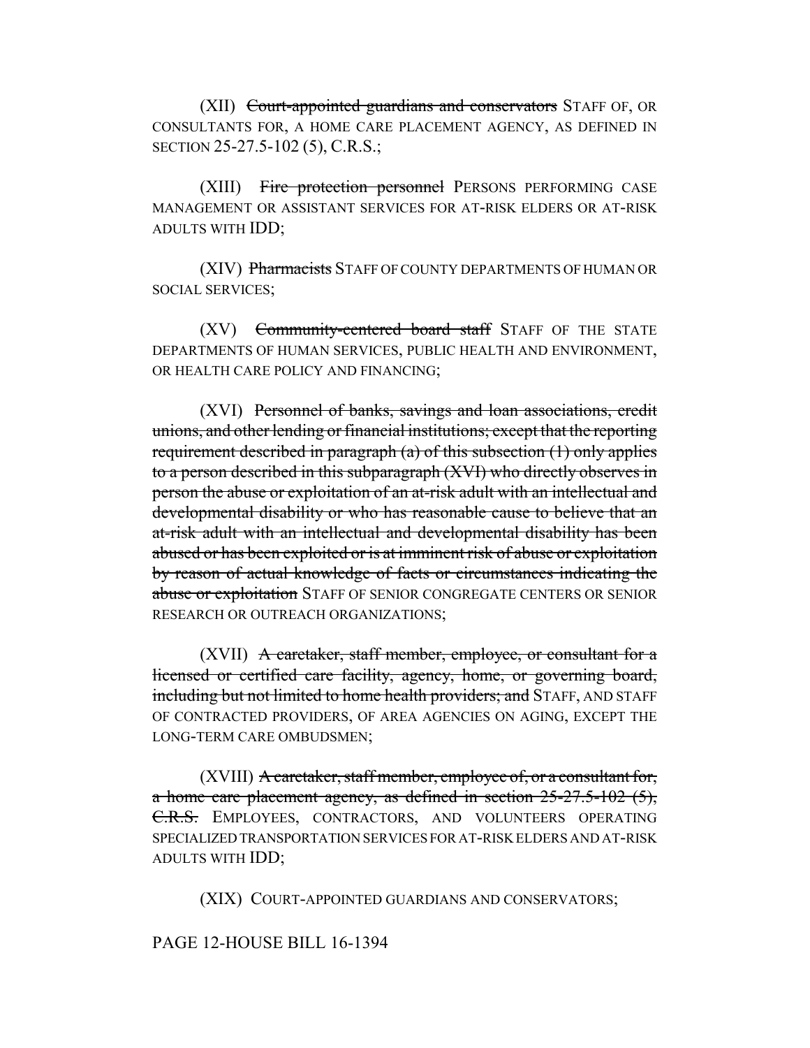(XII) ~~Court-appointed guardians and conservators~~ STAFF OF, OR CONSULTANTS FOR, A HOME CARE PLACEMENT AGENCY, AS DEFINED IN SECTION 25-27.5-102 (5), C.R.S.;

(XIII) ~~Fire protection personnel~~ PERSONS PERFORMING CASE MANAGEMENT OR ASSISTANT SERVICES FOR AT-RISK ELDERS OR AT-RISK ADULTS WITH IDD;

(XIV) ~~Pharmacists~~ STAFF OF COUNTY DEPARTMENTS OF HUMAN OR SOCIAL SERVICES;

(XV) ~~Community-centered board staff~~ STAFF OF THE STATE DEPARTMENTS OF HUMAN SERVICES, PUBLIC HEALTH AND ENVIRONMENT, OR HEALTH CARE POLICY AND FINANCING;

(XVI) ~~Personnel of banks, savings and loan associations, credit unions, and other lending or financial institutions; except that the reporting requirement described in paragraph (a) of this subsection (1) only applies to a person described in this subparagraph (XVI) who directly observes in person the abuse or exploitation of an at-risk adult with an intellectual and developmental disability or who has reasonable cause to believe that an at-risk adult with an intellectual and developmental disability has been abused or has been exploited or is at imminent risk of abuse or exploitation by reason of actual knowledge of facts or circumstances indicating the abuse or exploitation~~ STAFF OF SENIOR CONGREGATE CENTERS OR SENIOR RESEARCH OR OUTREACH ORGANIZATIONS;

(XVII) ~~A caretaker, staff member, employee, or consultant for a licensed or certified care facility, agency, home, or governing board, including but not limited to home health providers; and~~ STAFF, AND STAFF OF CONTRACTED PROVIDERS, OF AREA AGENCIES ON AGING, EXCEPT THE LONG-TERM CARE OMBUDSMEN;

(XVIII) ~~A caretaker, staff member, employee of, or a consultant for, a home care placement agency, as defined in section 25-27.5-102 (5), C.R.S.~~ EMPLOYEES, CONTRACTORS, AND VOLUNTEERS OPERATING SPECIALIZED TRANSPORTATION SERVICES FOR AT-RISK ELDERS AND AT-RISK ADULTS WITH IDD;

(XIX) COURT-APPOINTED GUARDIANS AND CONSERVATORS;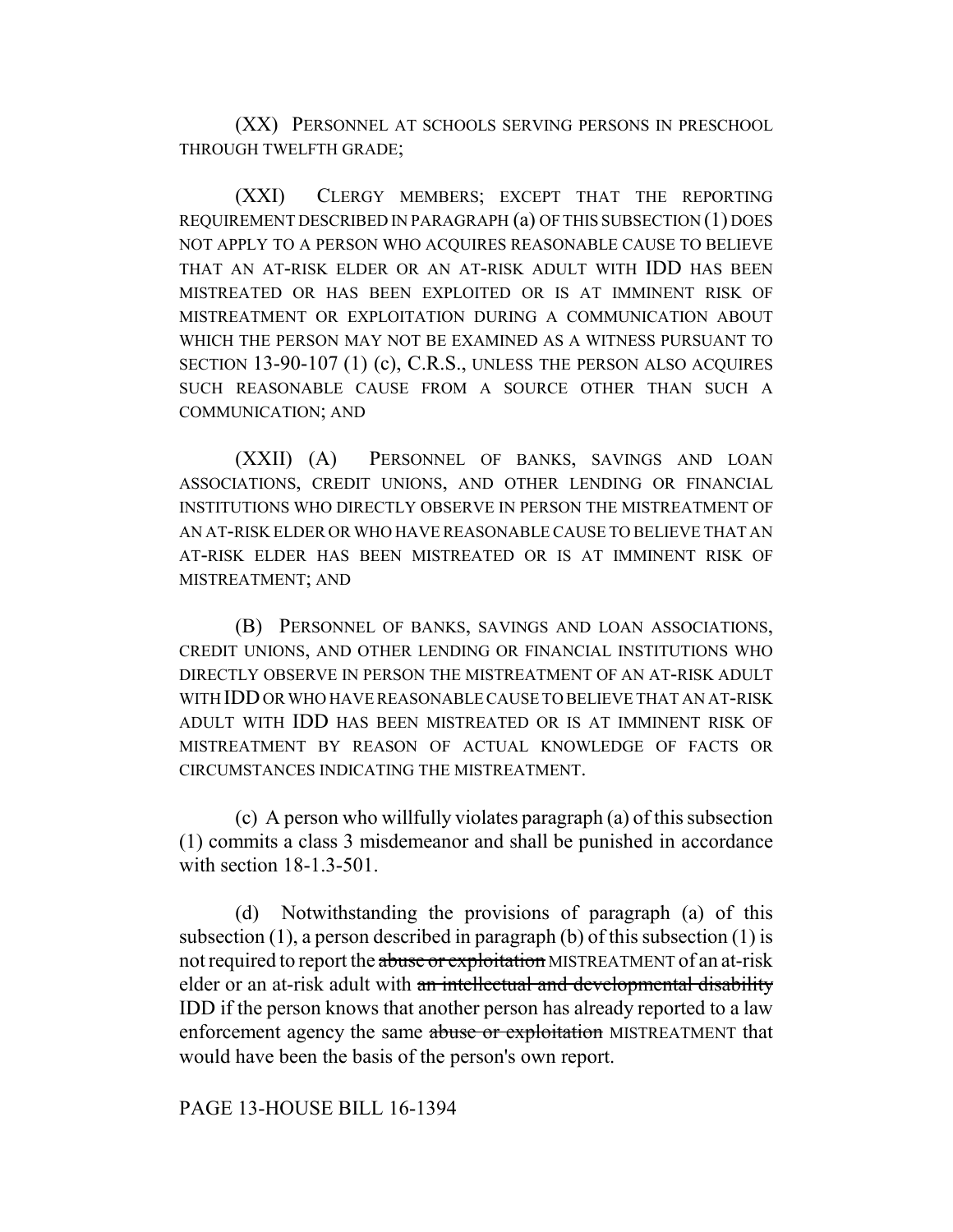(XX) PERSONNEL AT SCHOOLS SERVING PERSONS IN PRESCHOOL THROUGH TWELFTH GRADE;

(XXI) CLERGY MEMBERS; EXCEPT THAT THE REPORTING REQUIREMENT DESCRIBED IN PARAGRAPH (a) OF THIS SUBSECTION (1) DOES NOT APPLY TO A PERSON WHO ACQUIRES REASONABLE CAUSE TO BELIEVE THAT AN AT-RISK ELDER OR AN AT-RISK ADULT WITH IDD HAS BEEN MISTREATED OR HAS BEEN EXPLOITED OR IS AT IMMINENT RISK OF MISTREATMENT OR EXPLOITATION DURING A COMMUNICATION ABOUT WHICH THE PERSON MAY NOT BE EXAMINED AS A WITNESS PURSUANT TO SECTION 13-90-107 (1) (c), C.R.S., UNLESS THE PERSON ALSO ACQUIRES SUCH REASONABLE CAUSE FROM A SOURCE OTHER THAN SUCH A COMMUNICATION; AND

(XXII) (A) PERSONNEL OF BANKS, SAVINGS AND LOAN ASSOCIATIONS, CREDIT UNIONS, AND OTHER LENDING OR FINANCIAL INSTITUTIONS WHO DIRECTLY OBSERVE IN PERSON THE MISTREATMENT OF AN AT-RISK ELDER OR WHO HAVE REASONABLE CAUSE TO BELIEVE THAT AN AT-RISK ELDER HAS BEEN MISTREATED OR IS AT IMMINENT RISK OF MISTREATMENT; AND

(B) PERSONNEL OF BANKS, SAVINGS AND LOAN ASSOCIATIONS, CREDIT UNIONS, AND OTHER LENDING OR FINANCIAL INSTITUTIONS WHO DIRECTLY OBSERVE IN PERSON THE MISTREATMENT OF AN AT-RISK ADULT WITH IDD OR WHO HAVE REASONABLE CAUSE TO BELIEVE THAT AN AT-RISK ADULT WITH IDD HAS BEEN MISTREATED OR IS AT IMMINENT RISK OF MISTREATMENT BY REASON OF ACTUAL KNOWLEDGE OF FACTS OR CIRCUMSTANCES INDICATING THE MISTREATMENT.

(c) A person who willfully violates paragraph (a) of this subsection (1) commits a class 3 misdemeanor and shall be punished in accordance with section 18-1.3-501.

(d) Notwithstanding the provisions of paragraph (a) of this subsection (1), a person described in paragraph (b) of this subsection (1) is not required to report the ~~abuse or exploitation~~ MISTREATMENT of an at-risk elder or an at-risk adult with ~~an intellectual and developmental disability~~ IDD if the person knows that another person has already reported to a law enforcement agency the same ~~abuse or exploitation~~ MISTREATMENT that would have been the basis of the person's own report.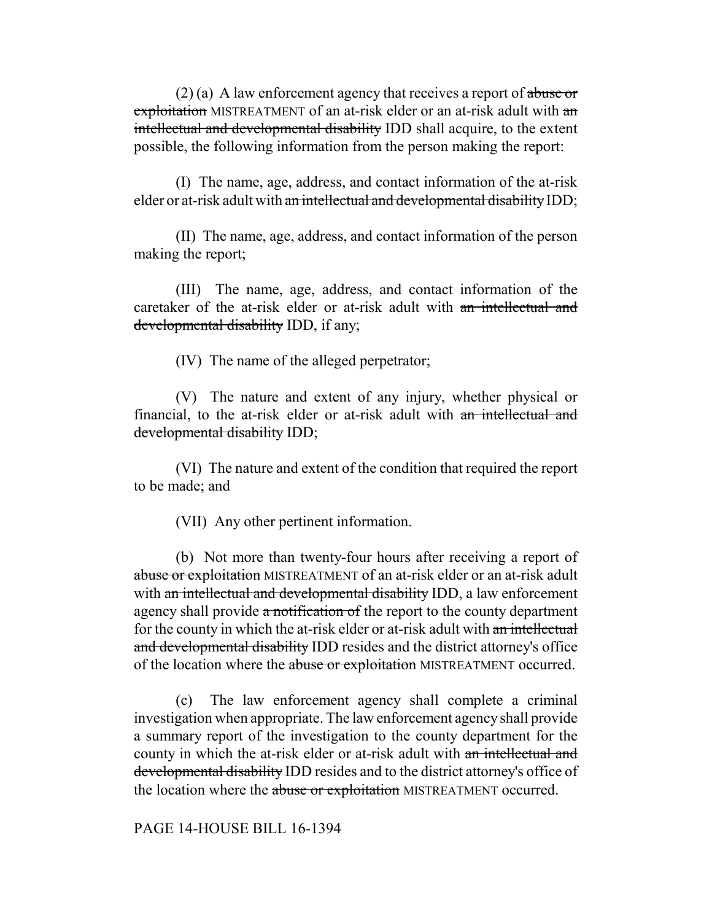(2) (a) A law enforcement agency that receives a report of ~~abuse or exploitation~~ MISTREATMENT of an at-risk elder or an at-risk adult with ~~an intellectual and developmental disability~~ IDD shall acquire, to the extent possible, the following information from the person making the report:

(I) The name, age, address, and contact information of the at-risk elder or at-risk adult with ~~an intellectual and developmental disability~~ IDD;

(II) The name, age, address, and contact information of the person making the report;

(III) The name, age, address, and contact information of the caretaker of the at-risk elder or at-risk adult with ~~an intellectual and developmental disability~~ IDD, if any;

(IV) The name of the alleged perpetrator;

(V) The nature and extent of any injury, whether physical or financial, to the at-risk elder or at-risk adult with ~~an intellectual and developmental disability~~ IDD;

(VI) The nature and extent of the condition that required the report to be made; and

(VII) Any other pertinent information.

(b) Not more than twenty-four hours after receiving a report of ~~abuse or exploitation~~ MISTREATMENT of an at-risk elder or an at-risk adult with ~~an intellectual and developmental disability~~ IDD, a law enforcement agency shall provide ~~a notification of~~ the report to the county department for the county in which the at-risk elder or at-risk adult with ~~an intellectual and developmental disability~~ IDD resides and the district attorney's office of the location where the ~~abuse or exploitation~~ MISTREATMENT occurred.

(c) The law enforcement agency shall complete a criminal investigation when appropriate. The law enforcement agency shall provide a summary report of the investigation to the county department for the county in which the at-risk elder or at-risk adult with ~~an intellectual and developmental disability~~ IDD resides and to the district attorney's office of the location where the ~~abuse or exploitation~~ MISTREATMENT occurred.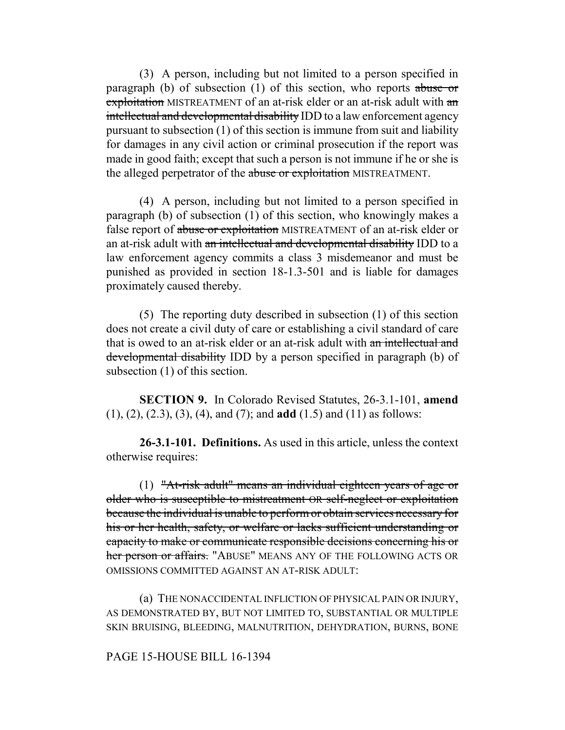(3) A person, including but not limited to a person specified in paragraph (b) of subsection (1) of this section, who reports ~~abuse or exploitation~~ MISTREATMENT of an at-risk elder or an at-risk adult with ~~an intellectual and developmental disability~~ IDD to a law enforcement agency pursuant to subsection (1) of this section is immune from suit and liability for damages in any civil action or criminal prosecution if the report was made in good faith; except that such a person is not immune if he or she is the alleged perpetrator of the ~~abuse or exploitation~~ MISTREATMENT.

(4) A person, including but not limited to a person specified in paragraph (b) of subsection (1) of this section, who knowingly makes a false report of ~~abuse or exploitation~~ MISTREATMENT of an at-risk elder or an at-risk adult with ~~an intellectual and developmental disability~~ IDD to a law enforcement agency commits a class 3 misdemeanor and must be punished as provided in section 18-1.3-501 and is liable for damages proximately caused thereby.

(5) The reporting duty described in subsection (1) of this section does not create a civil duty of care or establishing a civil standard of care that is owed to an at-risk elder or an at-risk adult with ~~an intellectual and developmental disability~~ IDD by a person specified in paragraph (b) of subsection (1) of this section.

**SECTION 9.** In Colorado Revised Statutes, 26-3.1-101, **amend** (1), (2), (2.3), (3), (4), and (7); and **add** (1.5) and (11) as follows:

**26-3.1-101. Definitions.** As used in this article, unless the context otherwise requires:

(1) ~~"At-risk adult" means an individual eighteen years of age or older who is susceptible to mistreatment OR self-neglect or exploitation because the individual is unable to perform or obtain services necessary for his or her health, safety, or welfare or lacks sufficient understanding or capacity to make or communicate responsible decisions concerning his or her person or affairs.~~ "ABUSE" MEANS ANY OF THE FOLLOWING ACTS OR OMISSIONS COMMITTED AGAINST AN AT-RISK ADULT:

(a) THE NONACCIDENTAL INFLICTION OF PHYSICAL PAIN OR INJURY, AS DEMONSTRATED BY, BUT NOT LIMITED TO, SUBSTANTIAL OR MULTIPLE SKIN BRUISING, BLEEDING, MALNUTRITION, DEHYDRATION, BURNS, BONE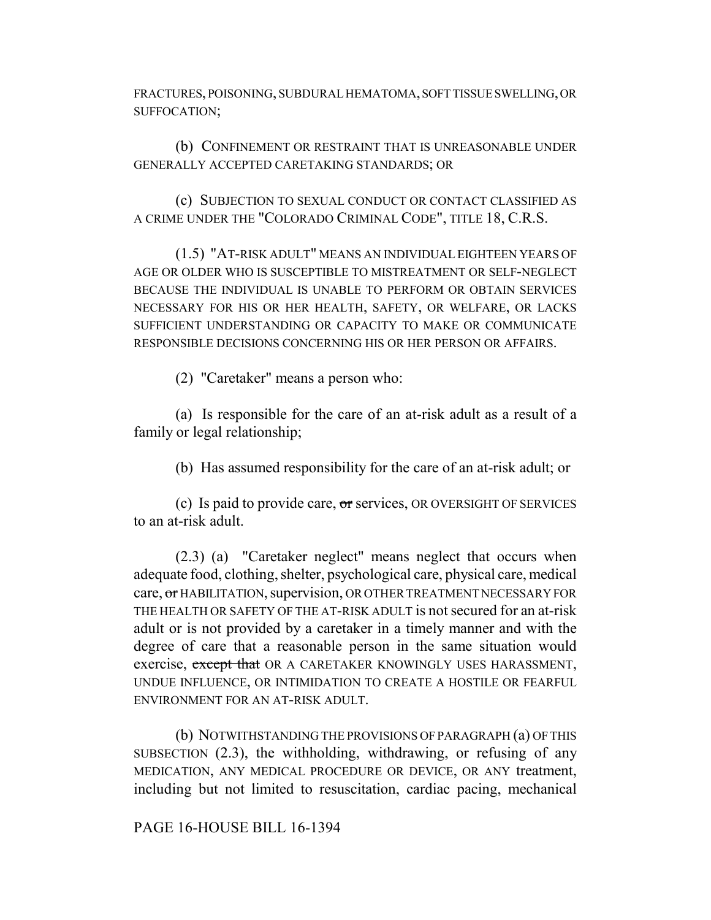FRACTURES, POISONING, SUBDURAL HEMATOMA, SOFT TISSUE SWELLING, OR SUFFOCATION;

(b) CONFINEMENT OR RESTRAINT THAT IS UNREASONABLE UNDER GENERALLY ACCEPTED CARETAKING STANDARDS; OR

(c) SUBJECTION TO SEXUAL CONDUCT OR CONTACT CLASSIFIED AS A CRIME UNDER THE "COLORADO CRIMINAL CODE", TITLE 18, C.R.S.

(1.5) "AT-RISK ADULT" MEANS AN INDIVIDUAL EIGHTEEN YEARS OF AGE OR OLDER WHO IS SUSCEPTIBLE TO MISTREATMENT OR SELF-NEGLECT BECAUSE THE INDIVIDUAL IS UNABLE TO PERFORM OR OBTAIN SERVICES NECESSARY FOR HIS OR HER HEALTH, SAFETY, OR WELFARE, OR LACKS SUFFICIENT UNDERSTANDING OR CAPACITY TO MAKE OR COMMUNICATE RESPONSIBLE DECISIONS CONCERNING HIS OR HER PERSON OR AFFAIRS.

(2) "Caretaker" means a person who:

(a) Is responsible for the care of an at-risk adult as a result of a family or legal relationship;

(b) Has assumed responsibility for the care of an at-risk adult; or

(c) Is paid to provide care, ~~or~~ services, OR OVERSIGHT OF SERVICES to an at-risk adult.

(2.3) (a) "Caretaker neglect" means neglect that occurs when adequate food, clothing, shelter, psychological care, physical care, medical care, ~~or~~ HABILITATION, supervision, OR OTHER TREATMENT NECESSARY FOR THE HEALTH OR SAFETY OF THE AT-RISK ADULT is not secured for an at-risk adult or is not provided by a caretaker in a timely manner and with the degree of care that a reasonable person in the same situation would exercise, ~~except that~~ OR A CARETAKER KNOWINGLY USES HARASSMENT, UNDUE INFLUENCE, OR INTIMIDATION TO CREATE A HOSTILE OR FEARFUL ENVIRONMENT FOR AN AT-RISK ADULT.

(b) NOTWITHSTANDING THE PROVISIONS OF PARAGRAPH (a) OF THIS SUBSECTION (2.3), the withholding, withdrawing, or refusing of any MEDICATION, ANY MEDICAL PROCEDURE OR DEVICE, OR ANY treatment, including but not limited to resuscitation, cardiac pacing, mechanical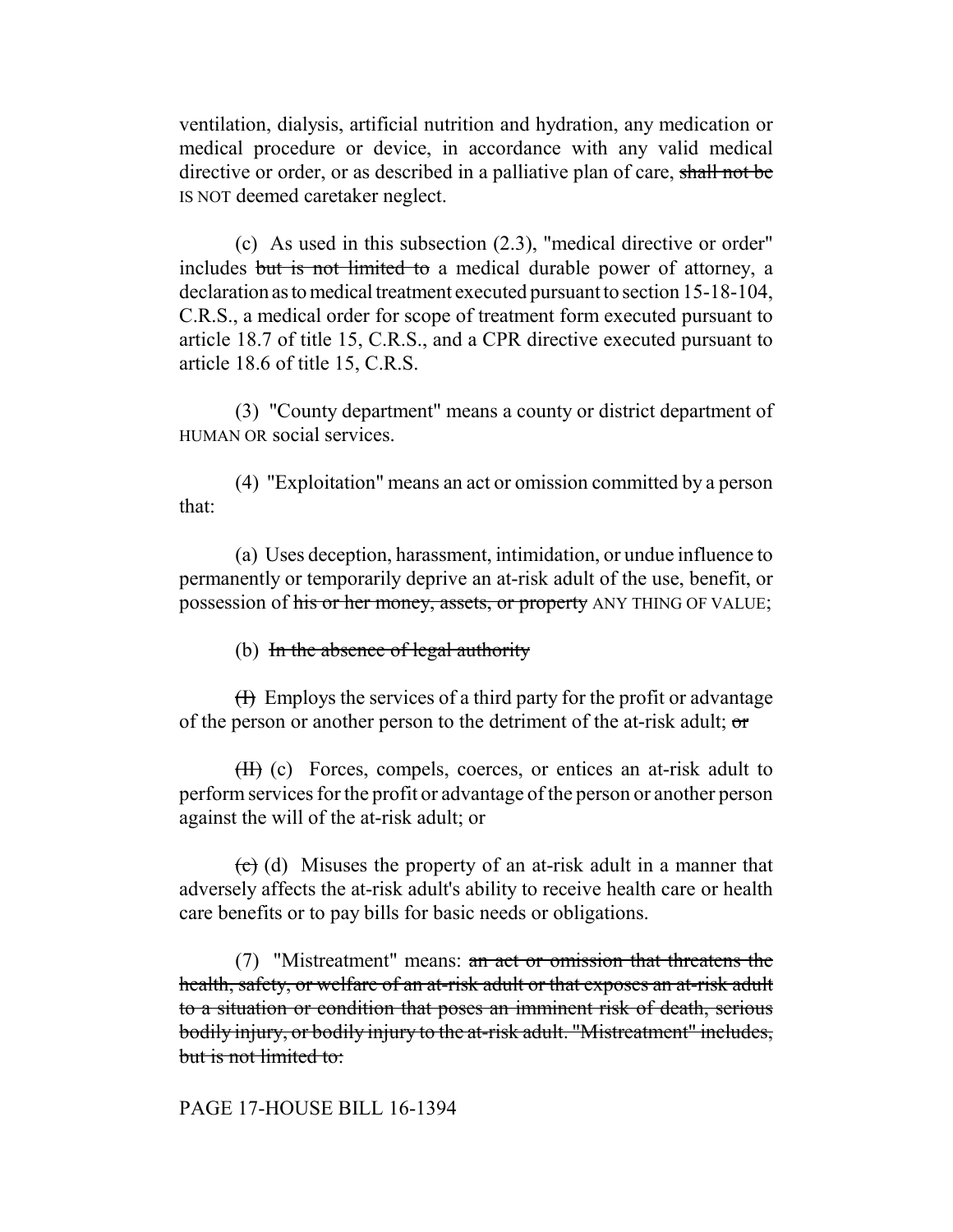ventilation, dialysis, artificial nutrition and hydration, any medication or medical procedure or device, in accordance with any valid medical directive or order, or as described in a palliative plan of care, ~~shall not be~~ IS NOT deemed caretaker neglect.

(c) As used in this subsection (2.3), "medical directive or order" includes ~~but is not limited to~~ a medical durable power of attorney, a declaration as to medical treatment executed pursuant to section 15-18-104, C.R.S., a medical order for scope of treatment form executed pursuant to article 18.7 of title 15, C.R.S., and a CPR directive executed pursuant to article 18.6 of title 15, C.R.S.

(3) "County department" means a county or district department of HUMAN OR social services.

(4) "Exploitation" means an act or omission committed by a person that:

(a) Uses deception, harassment, intimidation, or undue influence to permanently or temporarily deprive an at-risk adult of the use, benefit, or possession of ~~his or her money, assets, or property~~ ANY THING OF VALUE;

(b) ~~In the absence of legal authority~~

~~(I)~~ Employs the services of a third party for the profit or advantage of the person or another person to the detriment of the at-risk adult; ~~or~~

~~(II)~~ (c) Forces, compels, coerces, or entices an at-risk adult to perform services for the profit or advantage of the person or another person against the will of the at-risk adult; or

~~(c)~~ (d) Misuses the property of an at-risk adult in a manner that adversely affects the at-risk adult's ability to receive health care or health care benefits or to pay bills for basic needs or obligations.

(7) "Mistreatment" means: ~~an act or omission that threatens the health, safety, or welfare of an at-risk adult or that exposes an at-risk adult to a situation or condition that poses an imminent risk of death, serious bodily injury, or bodily injury to the at-risk adult. "Mistreatment" includes, but is not limited to:~~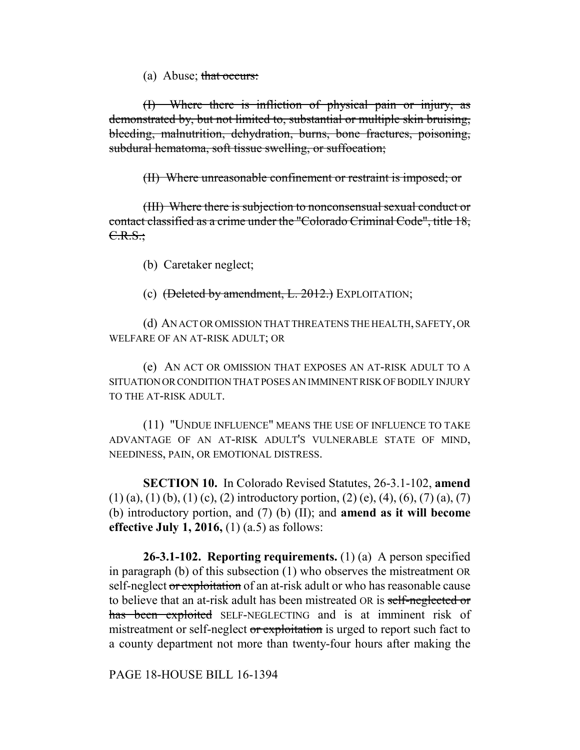(a) Abuse; ~~that occurs:~~

~~(I) Where there is infliction of physical pain or injury, as demonstrated by, but not limited to, substantial or multiple skin bruising, bleeding, malnutrition, dehydration, burns, bone fractures, poisoning, subdural hematoma, soft tissue swelling, or suffocation;~~

~~(II) Where unreasonable confinement or restraint is imposed; or~~

~~(III) Where there is subjection to nonconsensual sexual conduct or contact classified as a crime under the "Colorado Criminal Code", title 18, C.R.S.;~~

(b) Caretaker neglect;

(c) ~~(Deleted by amendment, L. 2012.)~~ EXPLOITATION;

(d) AN ACT OR OMISSION THAT THREATENS THE HEALTH, SAFETY, OR WELFARE OF AN AT-RISK ADULT; OR

(e) AN ACT OR OMISSION THAT EXPOSES AN AT-RISK ADULT TO A SITUATION OR CONDITION THAT POSES AN IMMINENT RISK OF BODILY INJURY TO THE AT-RISK ADULT.

(11) "UNDUE INFLUENCE" MEANS THE USE OF INFLUENCE TO TAKE ADVANTAGE OF AN AT-RISK ADULT'S VULNERABLE STATE OF MIND, NEEDINESS, PAIN, OR EMOTIONAL DISTRESS.

**SECTION 10.** In Colorado Revised Statutes, 26-3.1-102, **amend** (1) (a), (1) (b), (1) (c), (2) introductory portion, (2) (e), (4), (6), (7) (a), (7) (b) introductory portion, and (7) (b) (II); and **amend as it will become effective July 1, 2016,** (1) (a.5) as follows:

**26-3.1-102. Reporting requirements.** (1) (a) A person specified in paragraph (b) of this subsection (1) who observes the mistreatment OR self-neglect ~~or exploitation~~ of an at-risk adult or who has reasonable cause to believe that an at-risk adult has been mistreated OR is ~~self-neglected or has been exploited~~ SELF-NEGLECTING and is at imminent risk of mistreatment or self-neglect ~~or exploitation~~ is urged to report such fact to a county department not more than twenty-four hours after making the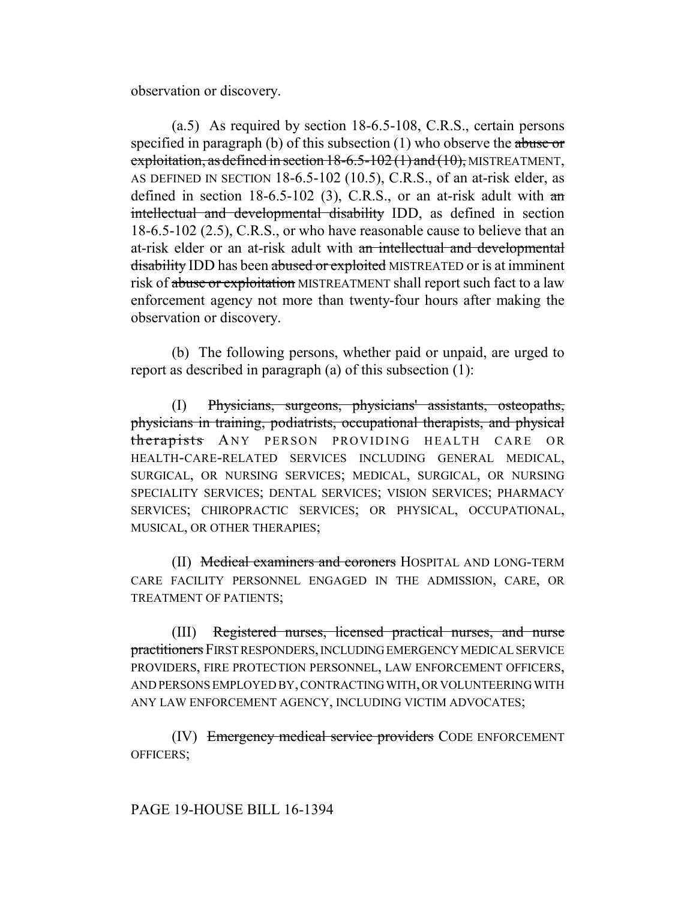observation or discovery.

(a.5) As required by section 18-6.5-108, C.R.S., certain persons specified in paragraph (b) of this subsection (1) who observe the ~~abuse or exploitation, as defined in section 18-6.5-102 (1) and (10),~~ MISTREATMENT, AS DEFINED IN SECTION 18-6.5-102 (10.5), C.R.S., of an at-risk elder, as defined in section 18-6.5-102 (3), C.R.S., or an at-risk adult with ~~an intellectual and developmental disability~~ IDD, as defined in section 18-6.5-102 (2.5), C.R.S., or who have reasonable cause to believe that an at-risk elder or an at-risk adult with ~~an intellectual and developmental disability~~ IDD has been ~~abused or exploited~~ MISTREATED or is at imminent risk of ~~abuse or exploitation~~ MISTREATMENT shall report such fact to a law enforcement agency not more than twenty-four hours after making the observation or discovery.

(b) The following persons, whether paid or unpaid, are urged to report as described in paragraph (a) of this subsection (1):

(I) ~~Physicians, surgeons, physicians' assistants, osteopaths, physicians in training, podiatrists, occupational therapists, and physical therapists~~ ANY PERSON PROVIDING HEALTH CARE OR HEALTH-CARE-RELATED SERVICES INCLUDING GENERAL MEDICAL, SURGICAL, OR NURSING SERVICES; MEDICAL, SURGICAL, OR NURSING SPECIALITY SERVICES; DENTAL SERVICES; VISION SERVICES; PHARMACY SERVICES; CHIROPRACTIC SERVICES; OR PHYSICAL, OCCUPATIONAL, MUSICAL, OR OTHER THERAPIES;

(II) ~~Medical examiners and coroners~~ HOSPITAL AND LONG-TERM CARE FACILITY PERSONNEL ENGAGED IN THE ADMISSION, CARE, OR TREATMENT OF PATIENTS;

(III) ~~Registered nurses, licensed practical nurses, and nurse practitioners~~ FIRST RESPONDERS, INCLUDING EMERGENCY MEDICAL SERVICE PROVIDERS, FIRE PROTECTION PERSONNEL, LAW ENFORCEMENT OFFICERS, AND PERSONS EMPLOYED BY, CONTRACTING WITH, OR VOLUNTEERING WITH ANY LAW ENFORCEMENT AGENCY, INCLUDING VICTIM ADVOCATES;

(IV) ~~Emergency medical service providers~~ CODE ENFORCEMENT OFFICERS;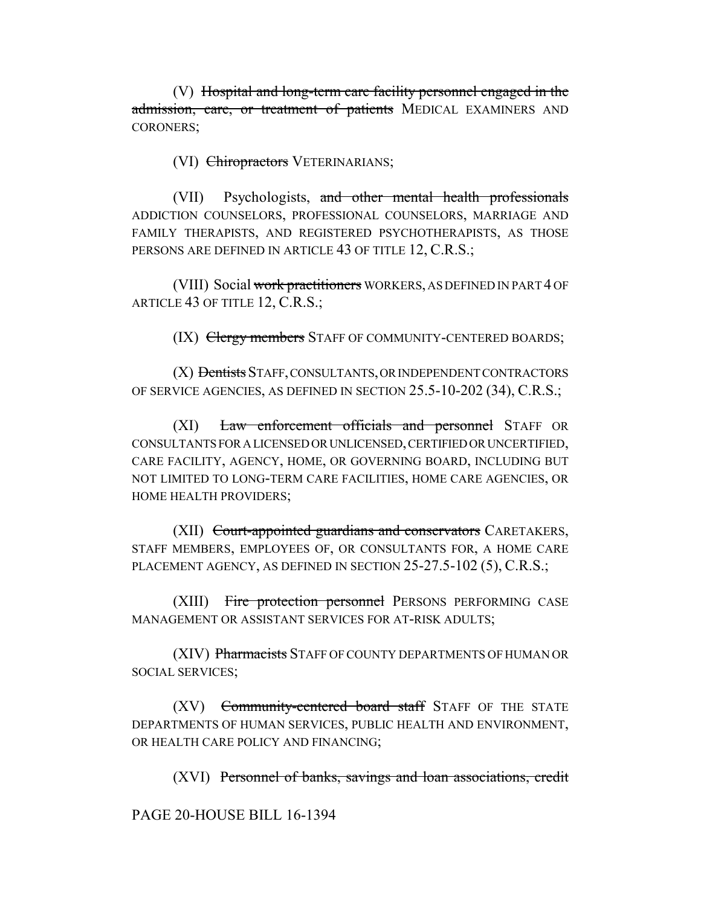(V) ~~Hospital and long-term care facility personnel engaged in the admission, care, or treatment of patients~~ MEDICAL EXAMINERS AND CORONERS;

(VI) ~~Chiropractors~~ VETERINARIANS;

(VII) Psychologists, ~~and other mental health professionals~~ ADDICTION COUNSELORS, PROFESSIONAL COUNSELORS, MARRIAGE AND FAMILY THERAPISTS, AND REGISTERED PSYCHOTHERAPISTS, AS THOSE PERSONS ARE DEFINED IN ARTICLE 43 OF TITLE 12, C.R.S.;

(VIII) Social ~~work practitioners~~ WORKERS, AS DEFINED IN PART 4 OF ARTICLE 43 OF TITLE 12, C.R.S.;

(IX) ~~Clergy members~~ STAFF OF COMMUNITY-CENTERED BOARDS;

(X) ~~Dentists~~ STAFF, CONSULTANTS, OR INDEPENDENT CONTRACTORS OF SERVICE AGENCIES, AS DEFINED IN SECTION 25.5-10-202 (34), C.R.S.;

(XI) ~~Law enforcement officials and personnel~~ STAFF OR CONSULTANTS FOR A LICENSED OR UNLICENSED, CERTIFIED OR UNCERTIFIED, CARE FACILITY, AGENCY, HOME, OR GOVERNING BOARD, INCLUDING BUT NOT LIMITED TO LONG-TERM CARE FACILITIES, HOME CARE AGENCIES, OR HOME HEALTH PROVIDERS;

(XII) ~~Court-appointed guardians and conservators~~ CARETAKERS, STAFF MEMBERS, EMPLOYEES OF, OR CONSULTANTS FOR, A HOME CARE PLACEMENT AGENCY, AS DEFINED IN SECTION 25-27.5-102 (5), C.R.S.;

(XIII) ~~Fire protection personnel~~ PERSONS PERFORMING CASE MANAGEMENT OR ASSISTANT SERVICES FOR AT-RISK ADULTS;

(XIV) ~~Pharmacists~~ STAFF OF COUNTY DEPARTMENTS OF HUMAN OR SOCIAL SERVICES;

(XV) ~~Community-centered board staff~~ STAFF OF THE STATE DEPARTMENTS OF HUMAN SERVICES, PUBLIC HEALTH AND ENVIRONMENT, OR HEALTH CARE POLICY AND FINANCING;

(XVI) ~~Personnel of banks, savings and loan associations, credit~~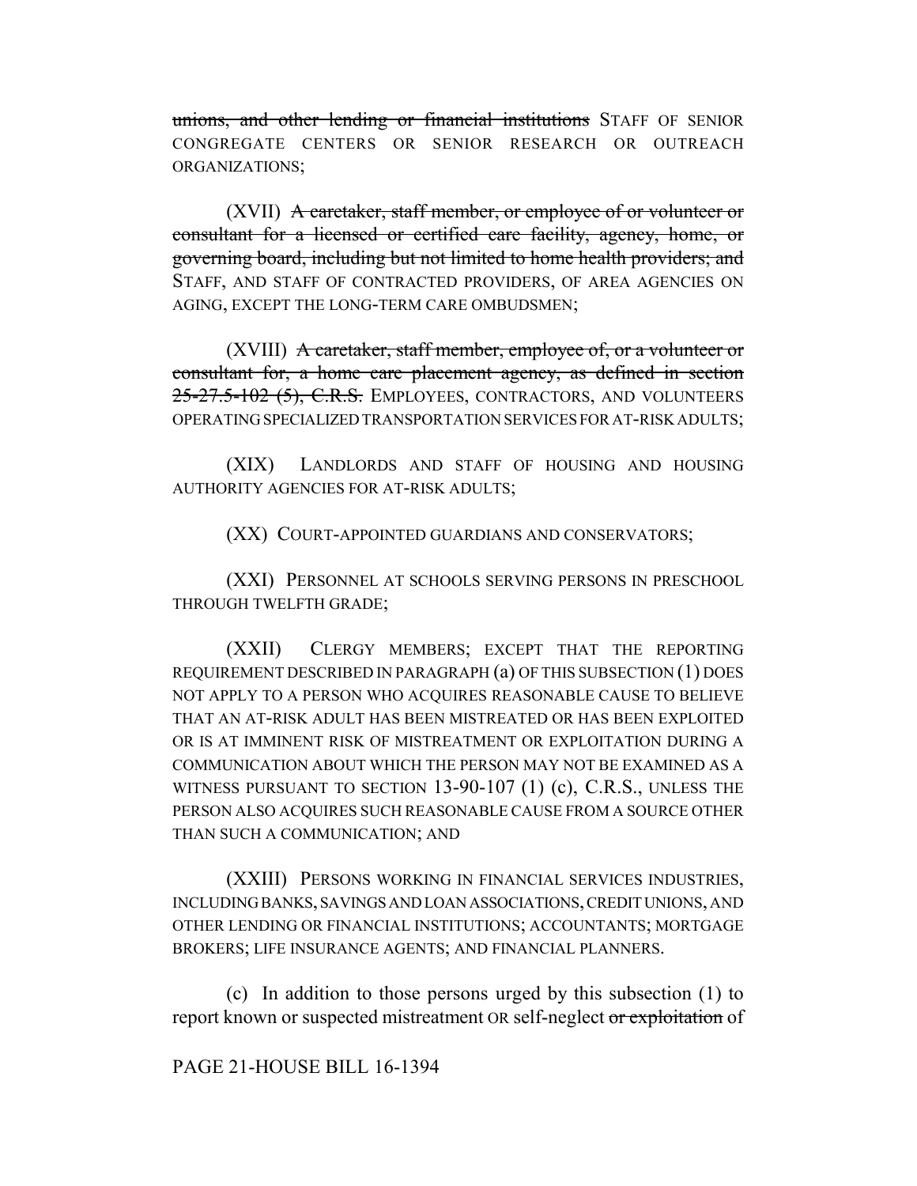~~unions, and other lending or financial institutions~~ STAFF OF SENIOR CONGREGATE CENTERS OR SENIOR RESEARCH OR OUTREACH ORGANIZATIONS;

(XVII) ~~A caretaker, staff member, or employee of or volunteer or consultant for a licensed or certified care facility, agency, home, or governing board, including but not limited to home health providers; and~~ STAFF, AND STAFF OF CONTRACTED PROVIDERS, OF AREA AGENCIES ON AGING, EXCEPT THE LONG-TERM CARE OMBUDSMEN;

(XVIII) ~~A caretaker, staff member, employee of, or a volunteer or consultant for, a home care placement agency, as defined in section 25-27.5-102 (5), C.R.S.~~ EMPLOYEES, CONTRACTORS, AND VOLUNTEERS OPERATING SPECIALIZED TRANSPORTATION SERVICES FOR AT-RISK ADULTS;

(XIX) LANDLORDS AND STAFF OF HOUSING AND HOUSING AUTHORITY AGENCIES FOR AT-RISK ADULTS;

(XX) COURT-APPOINTED GUARDIANS AND CONSERVATORS;

(XXI) PERSONNEL AT SCHOOLS SERVING PERSONS IN PRESCHOOL THROUGH TWELFTH GRADE;

(XXII) CLERGY MEMBERS; EXCEPT THAT THE REPORTING REQUIREMENT DESCRIBED IN PARAGRAPH (a) OF THIS SUBSECTION (1) DOES NOT APPLY TO A PERSON WHO ACQUIRES REASONABLE CAUSE TO BELIEVE THAT AN AT-RISK ADULT HAS BEEN MISTREATED OR HAS BEEN EXPLOITED OR IS AT IMMINENT RISK OF MISTREATMENT OR EXPLOITATION DURING A COMMUNICATION ABOUT WHICH THE PERSON MAY NOT BE EXAMINED AS A WITNESS PURSUANT TO SECTION 13-90-107 (1) (c), C.R.S., UNLESS THE PERSON ALSO ACQUIRES SUCH REASONABLE CAUSE FROM A SOURCE OTHER THAN SUCH A COMMUNICATION; AND

(XXIII) PERSONS WORKING IN FINANCIAL SERVICES INDUSTRIES, INCLUDING BANKS, SAVINGS AND LOAN ASSOCIATIONS, CREDIT UNIONS, AND OTHER LENDING OR FINANCIAL INSTITUTIONS; ACCOUNTANTS; MORTGAGE BROKERS; LIFE INSURANCE AGENTS; AND FINANCIAL PLANNERS.

(c) In addition to those persons urged by this subsection (1) to report known or suspected mistreatment OR self-neglect ~~or exploitation~~ of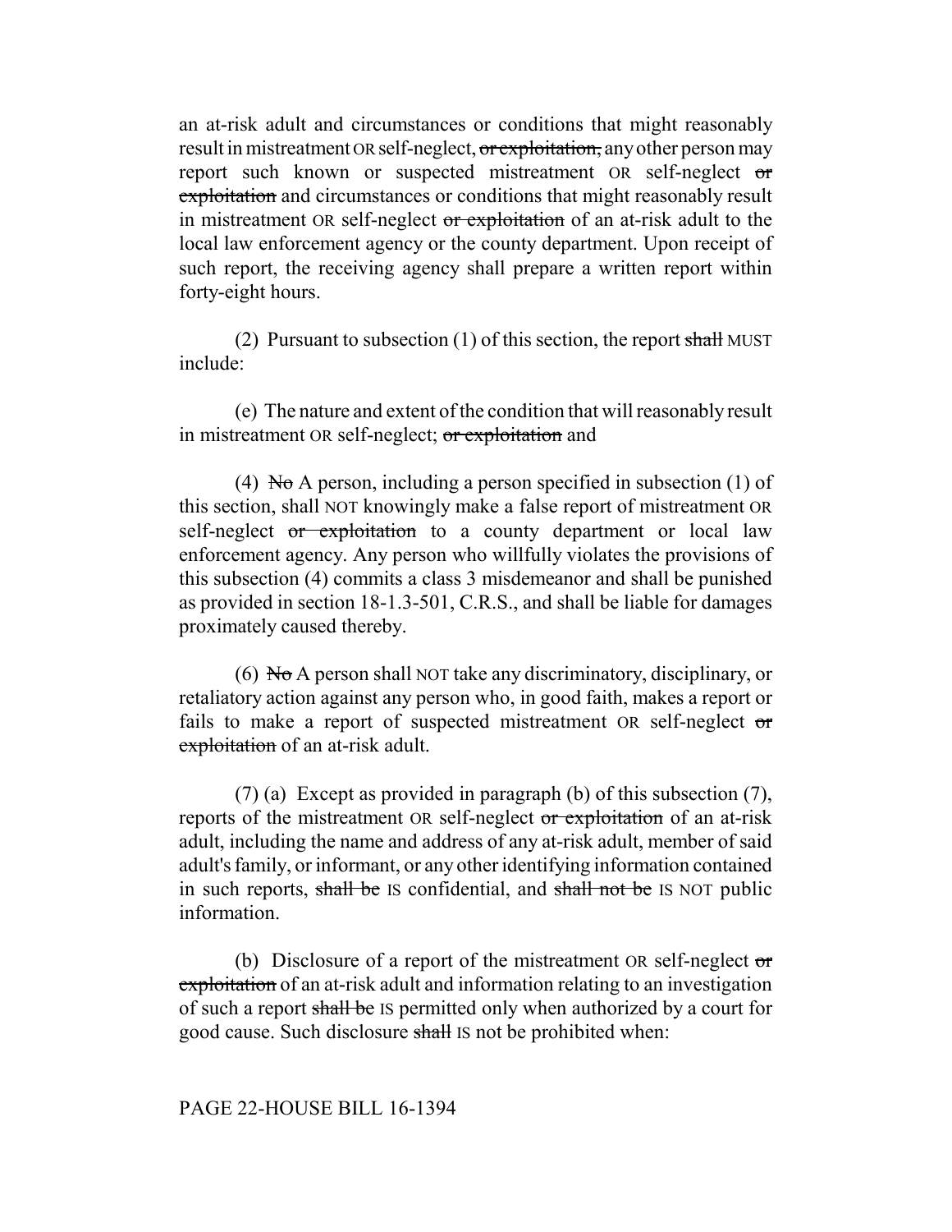an at-risk adult and circumstances or conditions that might reasonably result in mistreatment OR self-neglect, ~~or exploitation,~~ any other person may report such known or suspected mistreatment OR self-neglect ~~or exploitation~~ and circumstances or conditions that might reasonably result in mistreatment OR self-neglect ~~or exploitation~~ of an at-risk adult to the local law enforcement agency or the county department. Upon receipt of such report, the receiving agency shall prepare a written report within forty-eight hours.

(2) Pursuant to subsection (1) of this section, the report ~~shall~~ MUST include:

(e) The nature and extent of the condition that will reasonably result in mistreatment OR self-neglect; ~~or exploitation~~ and

(4) ~~No~~ A person, including a person specified in subsection (1) of this section, shall NOT knowingly make a false report of mistreatment OR self-neglect ~~or exploitation~~ to a county department or local law enforcement agency. Any person who willfully violates the provisions of this subsection (4) commits a class 3 misdemeanor and shall be punished as provided in section 18-1.3-501, C.R.S., and shall be liable for damages proximately caused thereby.

(6) ~~No~~ A person shall NOT take any discriminatory, disciplinary, or retaliatory action against any person who, in good faith, makes a report or fails to make a report of suspected mistreatment OR self-neglect ~~or exploitation~~ of an at-risk adult.

(7) (a) Except as provided in paragraph (b) of this subsection (7), reports of the mistreatment OR self-neglect ~~or exploitation~~ of an at-risk adult, including the name and address of any at-risk adult, member of said adult's family, or informant, or any other identifying information contained in such reports, ~~shall be~~ IS confidential, and ~~shall not be~~ IS NOT public information.

(b) Disclosure of a report of the mistreatment OR self-neglect ~~or exploitation~~ of an at-risk adult and information relating to an investigation of such a report ~~shall be~~ IS permitted only when authorized by a court for good cause. Such disclosure ~~shall~~ IS not be prohibited when: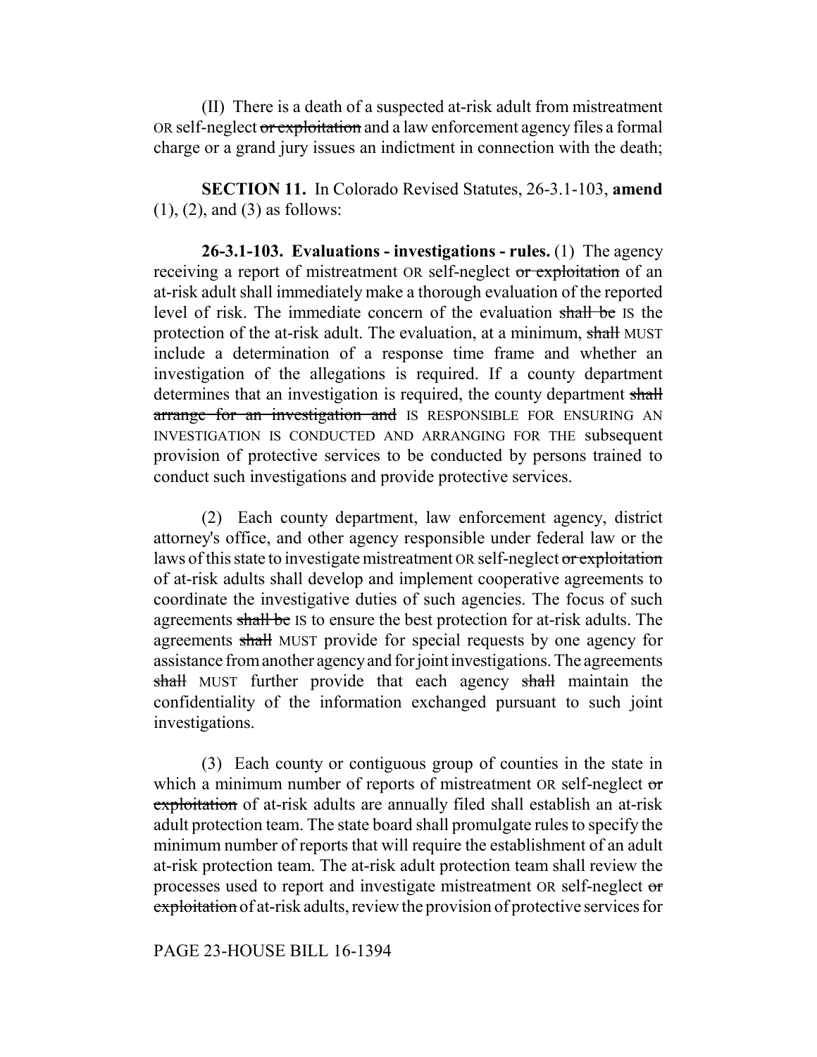(II) There is a death of a suspected at-risk adult from mistreatment OR self-neglect ~~or exploitation~~ and a law enforcement agency files a formal charge or a grand jury issues an indictment in connection with the death;

**SECTION 11.** In Colorado Revised Statutes, 26-3.1-103, **amend** (1), (2), and (3) as follows:

**26-3.1-103. Evaluations - investigations - rules.** (1) The agency receiving a report of mistreatment OR self-neglect ~~or exploitation~~ of an at-risk adult shall immediately make a thorough evaluation of the reported level of risk. The immediate concern of the evaluation ~~shall be~~ IS the protection of the at-risk adult. The evaluation, at a minimum, ~~shall~~ MUST include a determination of a response time frame and whether an investigation of the allegations is required. If a county department determines that an investigation is required, the county department ~~shall arrange for an investigation and~~ IS RESPONSIBLE FOR ENSURING AN INVESTIGATION IS CONDUCTED AND ARRANGING FOR THE subsequent provision of protective services to be conducted by persons trained to conduct such investigations and provide protective services.

(2) Each county department, law enforcement agency, district attorney's office, and other agency responsible under federal law or the laws of this state to investigate mistreatment OR self-neglect ~~or exploitation~~ of at-risk adults shall develop and implement cooperative agreements to coordinate the investigative duties of such agencies. The focus of such agreements ~~shall be~~ IS to ensure the best protection for at-risk adults. The agreements ~~shall~~ MUST provide for special requests by one agency for assistance from another agency and for joint investigations. The agreements ~~shall~~ MUST further provide that each agency ~~shall~~ maintain the confidentiality of the information exchanged pursuant to such joint investigations.

(3) Each county or contiguous group of counties in the state in which a minimum number of reports of mistreatment OR self-neglect ~~or exploitation~~ of at-risk adults are annually filed shall establish an at-risk adult protection team. The state board shall promulgate rules to specify the minimum number of reports that will require the establishment of an adult at-risk protection team. The at-risk adult protection team shall review the processes used to report and investigate mistreatment OR self-neglect ~~or exploitation~~ of at-risk adults, review the provision of protective services for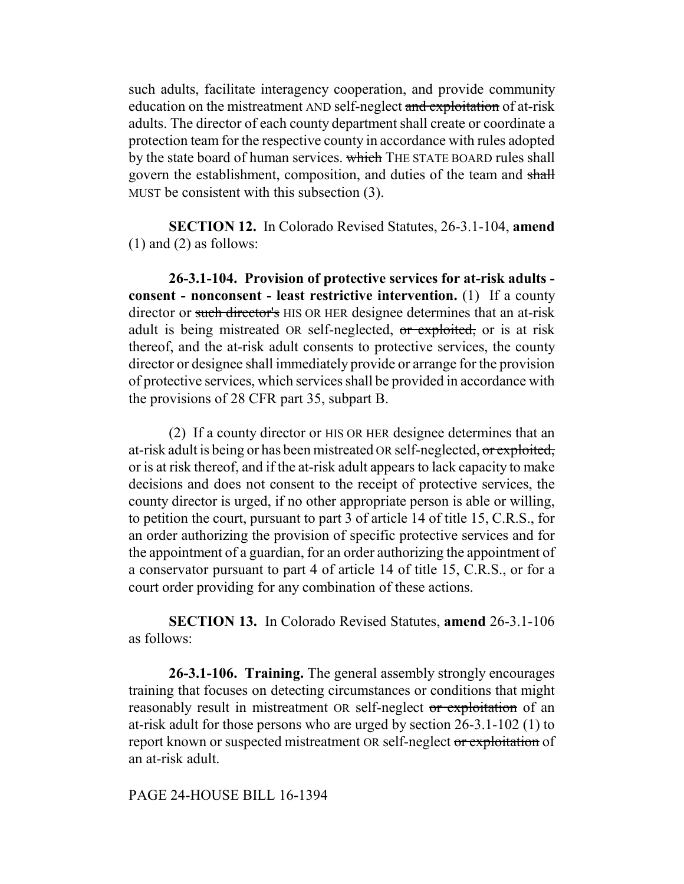such adults, facilitate interagency cooperation, and provide community education on the mistreatment AND self-neglect ~~and exploitation~~ of at-risk adults. The director of each county department shall create or coordinate a protection team for the respective county in accordance with rules adopted by the state board of human services. ~~which~~ THE STATE BOARD rules shall govern the establishment, composition, and duties of the team and ~~shall~~ MUST be consistent with this subsection (3).

**SECTION 12.** In Colorado Revised Statutes, 26-3.1-104, **amend** (1) and (2) as follows:

**26-3.1-104. Provision of protective services for at-risk adults - consent - nonconsent - least restrictive intervention.** (1) If a county director or ~~such director's~~ HIS OR HER designee determines that an at-risk adult is being mistreated OR self-neglected, ~~or exploited,~~ or is at risk thereof, and the at-risk adult consents to protective services, the county director or designee shall immediately provide or arrange for the provision of protective services, which services shall be provided in accordance with the provisions of 28 CFR part 35, subpart B.

(2) If a county director or HIS OR HER designee determines that an at-risk adult is being or has been mistreated OR self-neglected, ~~or exploited,~~ or is at risk thereof, and if the at-risk adult appears to lack capacity to make decisions and does not consent to the receipt of protective services, the county director is urged, if no other appropriate person is able or willing, to petition the court, pursuant to part 3 of article 14 of title 15, C.R.S., for an order authorizing the provision of specific protective services and for the appointment of a guardian, for an order authorizing the appointment of a conservator pursuant to part 4 of article 14 of title 15, C.R.S., or for a court order providing for any combination of these actions.

**SECTION 13.** In Colorado Revised Statutes, **amend** 26-3.1-106 as follows:

**26-3.1-106. Training.** The general assembly strongly encourages training that focuses on detecting circumstances or conditions that might reasonably result in mistreatment OR self-neglect ~~or exploitation~~ of an at-risk adult for those persons who are urged by section 26-3.1-102 (1) to report known or suspected mistreatment OR self-neglect ~~or exploitation~~ of an at-risk adult.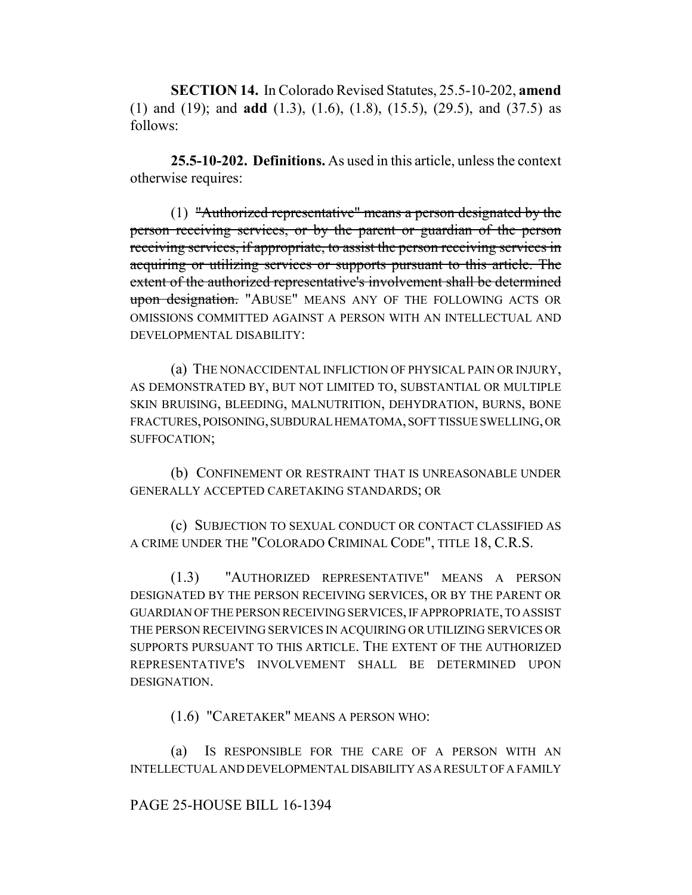**SECTION 14.** In Colorado Revised Statutes, 25.5-10-202, **amend** (1) and (19); and **add** (1.3), (1.6), (1.8), (15.5), (29.5), and (37.5) as follows:

**25.5-10-202. Definitions.** As used in this article, unless the context otherwise requires:

(1) ~~"Authorized representative" means a person designated by the person receiving services, or by the parent or guardian of the person receiving services, if appropriate, to assist the person receiving services in acquiring or utilizing services or supports pursuant to this article. The extent of the authorized representative's involvement shall be determined upon designation.~~ "ABUSE" MEANS ANY OF THE FOLLOWING ACTS OR OMISSIONS COMMITTED AGAINST A PERSON WITH AN INTELLECTUAL AND DEVELOPMENTAL DISABILITY:

(a) THE NONACCIDENTAL INFLICTION OF PHYSICAL PAIN OR INJURY, AS DEMONSTRATED BY, BUT NOT LIMITED TO, SUBSTANTIAL OR MULTIPLE SKIN BRUISING, BLEEDING, MALNUTRITION, DEHYDRATION, BURNS, BONE FRACTURES, POISONING, SUBDURAL HEMATOMA, SOFT TISSUE SWELLING, OR SUFFOCATION;

(b) CONFINEMENT OR RESTRAINT THAT IS UNREASONABLE UNDER GENERALLY ACCEPTED CARETAKING STANDARDS; OR

(c) SUBJECTION TO SEXUAL CONDUCT OR CONTACT CLASSIFIED AS A CRIME UNDER THE "COLORADO CRIMINAL CODE", TITLE 18, C.R.S.

(1.3) "AUTHORIZED REPRESENTATIVE" MEANS A PERSON DESIGNATED BY THE PERSON RECEIVING SERVICES, OR BY THE PARENT OR GUARDIAN OF THE PERSON RECEIVING SERVICES, IF APPROPRIATE, TO ASSIST THE PERSON RECEIVING SERVICES IN ACQUIRING OR UTILIZING SERVICES OR SUPPORTS PURSUANT TO THIS ARTICLE. THE EXTENT OF THE AUTHORIZED REPRESENTATIVE'S INVOLVEMENT SHALL BE DETERMINED UPON DESIGNATION.

(1.6) "CARETAKER" MEANS A PERSON WHO:

(a) IS RESPONSIBLE FOR THE CARE OF A PERSON WITH AN INTELLECTUAL AND DEVELOPMENTAL DISABILITY AS A RESULT OF A FAMILY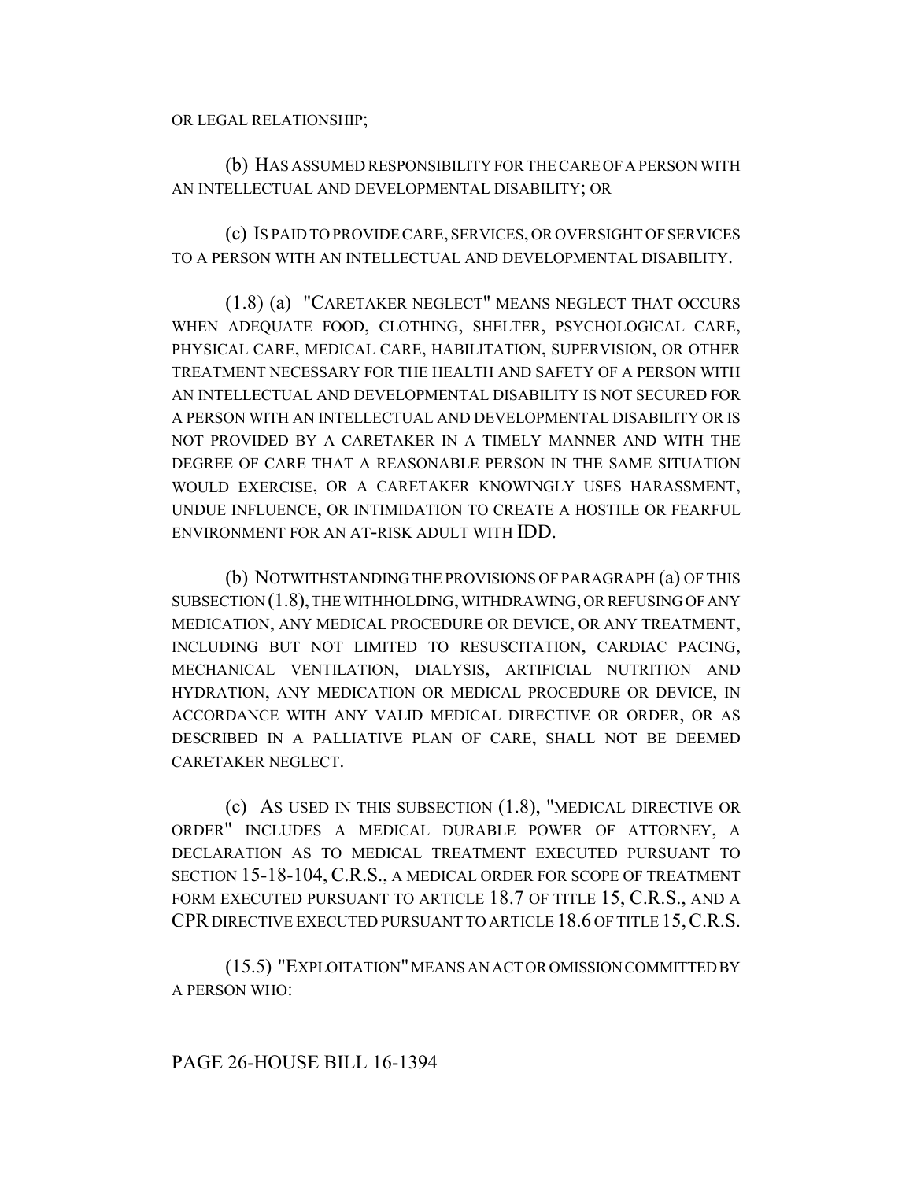OR LEGAL RELATIONSHIP;

(b) HAS ASSUMED RESPONSIBILITY FOR THE CARE OF A PERSON WITH AN INTELLECTUAL AND DEVELOPMENTAL DISABILITY; OR

(c) IS PAID TO PROVIDE CARE, SERVICES, OR OVERSIGHT OF SERVICES TO A PERSON WITH AN INTELLECTUAL AND DEVELOPMENTAL DISABILITY.

(1.8) (a) "CARETAKER NEGLECT" MEANS NEGLECT THAT OCCURS WHEN ADEQUATE FOOD, CLOTHING, SHELTER, PSYCHOLOGICAL CARE, PHYSICAL CARE, MEDICAL CARE, HABILITATION, SUPERVISION, OR OTHER TREATMENT NECESSARY FOR THE HEALTH AND SAFETY OF A PERSON WITH AN INTELLECTUAL AND DEVELOPMENTAL DISABILITY IS NOT SECURED FOR A PERSON WITH AN INTELLECTUAL AND DEVELOPMENTAL DISABILITY OR IS NOT PROVIDED BY A CARETAKER IN A TIMELY MANNER AND WITH THE DEGREE OF CARE THAT A REASONABLE PERSON IN THE SAME SITUATION WOULD EXERCISE, OR A CARETAKER KNOWINGLY USES HARASSMENT, UNDUE INFLUENCE, OR INTIMIDATION TO CREATE A HOSTILE OR FEARFUL ENVIRONMENT FOR AN AT-RISK ADULT WITH IDD.

(b) NOTWITHSTANDING THE PROVISIONS OF PARAGRAPH (a) OF THIS SUBSECTION (1.8), THE WITHHOLDING, WITHDRAWING, OR REFUSING OF ANY MEDICATION, ANY MEDICAL PROCEDURE OR DEVICE, OR ANY TREATMENT, INCLUDING BUT NOT LIMITED TO RESUSCITATION, CARDIAC PACING, MECHANICAL VENTILATION, DIALYSIS, ARTIFICIAL NUTRITION AND HYDRATION, ANY MEDICATION OR MEDICAL PROCEDURE OR DEVICE, IN ACCORDANCE WITH ANY VALID MEDICAL DIRECTIVE OR ORDER, OR AS DESCRIBED IN A PALLIATIVE PLAN OF CARE, SHALL NOT BE DEEMED CARETAKER NEGLECT.

(c) AS USED IN THIS SUBSECTION (1.8), "MEDICAL DIRECTIVE OR ORDER" INCLUDES A MEDICAL DURABLE POWER OF ATTORNEY, A DECLARATION AS TO MEDICAL TREATMENT EXECUTED PURSUANT TO SECTION 15-18-104, C.R.S., A MEDICAL ORDER FOR SCOPE OF TREATMENT FORM EXECUTED PURSUANT TO ARTICLE 18.7 OF TITLE 15, C.R.S., AND A CPR DIRECTIVE EXECUTED PURSUANT TO ARTICLE 18.6 OF TITLE 15, C.R.S.

(15.5) "EXPLOITATION" MEANS AN ACT OR OMISSION COMMITTED BY A PERSON WHO:

PAGE 26-HOUSE BILL 16-1394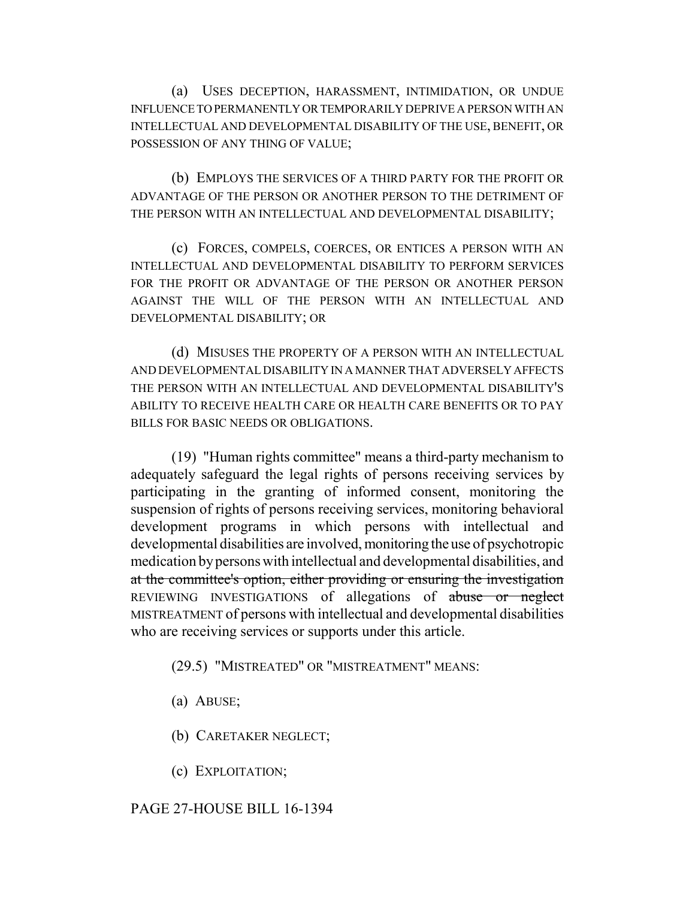(a) USES DECEPTION, HARASSMENT, INTIMIDATION, OR UNDUE INFLUENCE TO PERMANENTLY OR TEMPORARILY DEPRIVE A PERSON WITH AN INTELLECTUAL AND DEVELOPMENTAL DISABILITY OF THE USE, BENEFIT, OR POSSESSION OF ANY THING OF VALUE;

(b) EMPLOYS THE SERVICES OF A THIRD PARTY FOR THE PROFIT OR ADVANTAGE OF THE PERSON OR ANOTHER PERSON TO THE DETRIMENT OF THE PERSON WITH AN INTELLECTUAL AND DEVELOPMENTAL DISABILITY;

(c) FORCES, COMPELS, COERCES, OR ENTICES A PERSON WITH AN INTELLECTUAL AND DEVELOPMENTAL DISABILITY TO PERFORM SERVICES FOR THE PROFIT OR ADVANTAGE OF THE PERSON OR ANOTHER PERSON AGAINST THE WILL OF THE PERSON WITH AN INTELLECTUAL AND DEVELOPMENTAL DISABILITY; OR

(d) MISUSES THE PROPERTY OF A PERSON WITH AN INTELLECTUAL AND DEVELOPMENTAL DISABILITY IN A MANNER THAT ADVERSELY AFFECTS THE PERSON WITH AN INTELLECTUAL AND DEVELOPMENTAL DISABILITY'S ABILITY TO RECEIVE HEALTH CARE OR HEALTH CARE BENEFITS OR TO PAY BILLS FOR BASIC NEEDS OR OBLIGATIONS.

(19) "Human rights committee" means a third-party mechanism to adequately safeguard the legal rights of persons receiving services by participating in the granting of informed consent, monitoring the suspension of rights of persons receiving services, monitoring behavioral development programs in which persons with intellectual and developmental disabilities are involved, monitoring the use of psychotropic medication by persons with intellectual and developmental disabilities, and ~~at the committee's option, either providing or ensuring the investigation~~ REVIEWING INVESTIGATIONS of allegations of ~~abuse or neglect~~ MISTREATMENT of persons with intellectual and developmental disabilities who are receiving services or supports under this article.

(29.5) "MISTREATED" OR "MISTREATMENT" MEANS:

(a) ABUSE;

(b) CARETAKER NEGLECT;

(c) EXPLOITATION;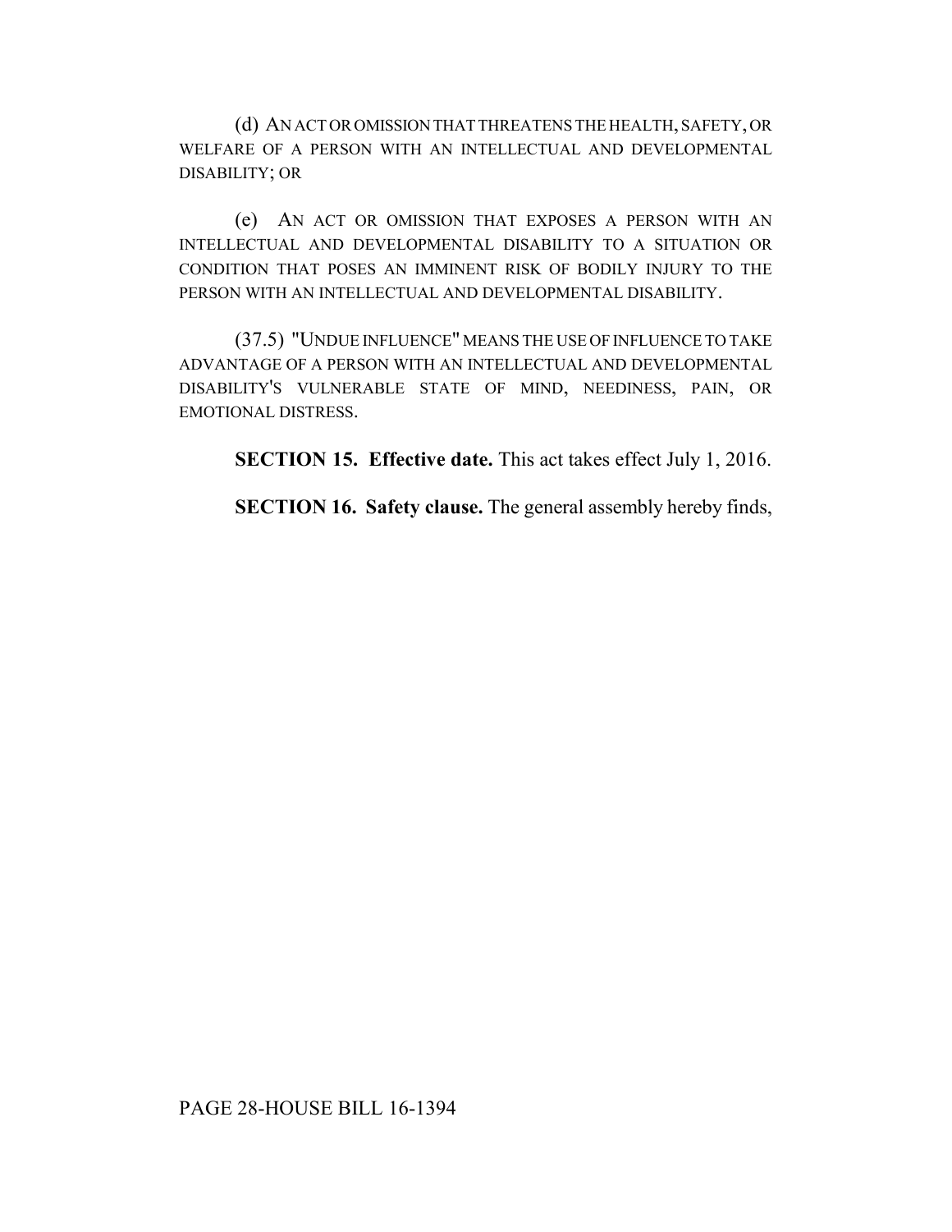(d) AN ACT OR OMISSION THAT THREATENS THE HEALTH, SAFETY, OR WELFARE OF A PERSON WITH AN INTELLECTUAL AND DEVELOPMENTAL DISABILITY; OR

(e) AN ACT OR OMISSION THAT EXPOSES A PERSON WITH AN INTELLECTUAL AND DEVELOPMENTAL DISABILITY TO A SITUATION OR CONDITION THAT POSES AN IMMINENT RISK OF BODILY INJURY TO THE PERSON WITH AN INTELLECTUAL AND DEVELOPMENTAL DISABILITY.

(37.5) "UNDUE INFLUENCE" MEANS THE USE OF INFLUENCE TO TAKE ADVANTAGE OF A PERSON WITH AN INTELLECTUAL AND DEVELOPMENTAL DISABILITY'S VULNERABLE STATE OF MIND, NEEDINESS, PAIN, OR EMOTIONAL DISTRESS.

**SECTION 15. Effective date.** This act takes effect July 1, 2016.

**SECTION 16. Safety clause.** The general assembly hereby finds,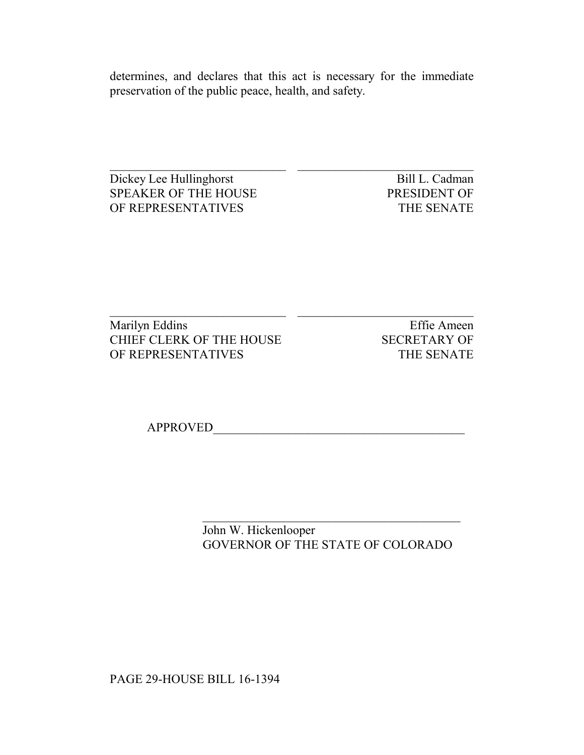determines, and declares that this act is necessary for the immediate preservation of the public peace, health, and safety.

| | |
|---|---|
| Dickey Lee Hullinghorst<br>SPEAKER OF THE HOUSE<br>OF REPRESENTATIVES | Bill L. Cadman<br>PRESIDENT OF<br>THE SENATE |
| Marilyn Eddins<br>CHIEF CLERK OF THE HOUSE<br>OF REPRESENTATIVES | Effie Ameen<br>SECRETARY OF<br>THE SENATE |

APPROVED________________________________________

John W. Hickenlooper
GOVERNOR OF THE STATE OF COLORADO

PAGE 29-HOUSE BILL 16-1394